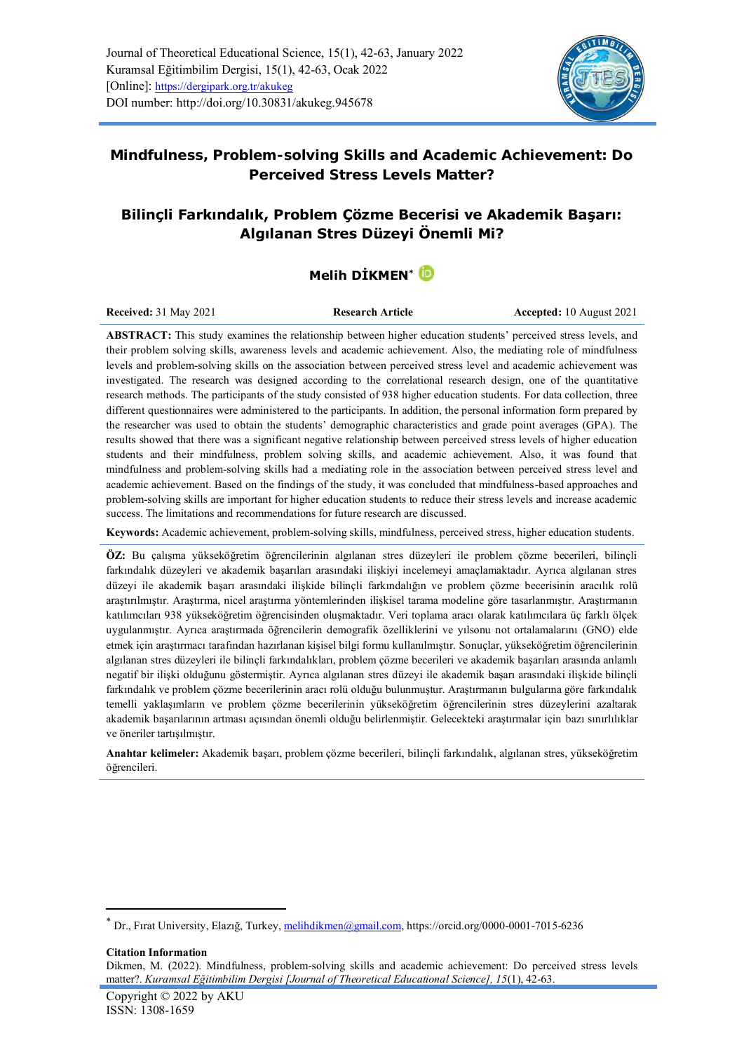Journal of Theoretical Educational Science, 15(1), 42-63, January 2022
Kuramsal Eğitimbilim Dergisi, 15(1), 42-63, Ocak 2022
[Online]: https://dergipark.org.tr/akukeg
DOI number: http://doi.org/10.30831/akukeg.945678

# Mindfulness, Problem-solving Skills and Academic Achievement: Do Perceived Stress Levels Matter?

# Bilinçli Farkındalık, Problem Çözme Becerisi ve Akademik Başarı: Algılanan Stres Düzeyi Önemli Mi?

**Melih DİKMEN**[*]

**Received:** 31 May 2021 | **Research Article** | **Accepted:** 10 August 2021

**ABSTRACT:** This study examines the relationship between higher education students' perceived stress levels, and their problem solving skills, awareness levels and academic achievement. Also, the mediating role of mindfulness levels and problem-solving skills on the association between perceived stress level and academic achievement was investigated. The research was designed according to the correlational research design, one of the quantitative research methods. The participants of the study consisted of 938 higher education students. For data collection, three different questionnaires were administered to the participants. In addition, the personal information form prepared by the researcher was used to obtain the students' demographic characteristics and grade point averages (GPA). The results showed that there was a significant negative relationship between perceived stress levels of higher education students and their mindfulness, problem solving skills, and academic achievement. Also, it was found that mindfulness and problem-solving skills had a mediating role in the association between perceived stress level and academic achievement. Based on the findings of the study, it was concluded that mindfulness-based approaches and problem-solving skills are important for higher education students to reduce their stress levels and increase academic success. The limitations and recommendations for future research are discussed.

**Keywords:** Academic achievement, problem-solving skills, mindfulness, perceived stress, higher education students.

**ÖZ:** Bu çalışma yükseköğretim öğrencilerinin algılanan stres düzeyleri ile problem çözme becerileri, bilinçli farkındalık düzeyleri ve akademik başarıları arasındaki ilişkiyi incelemeyi amaçlamaktadır. Ayrıca algılanan stres düzeyi ile akademik başarı arasındaki ilişkide bilinçli farkındalığın ve problem çözme becerisinin aracılık rolü araştırılmıştır. Araştırma, nicel araştırma yöntemlerinden ilişkisel tarama modeline göre tasarlanmıştır. Araştırmanın katılımcıları 938 yükseköğretim öğrencisinden oluşmaktadır. Veri toplama aracı olarak katılımcılara üç farklı ölçek uygulanmıştır. Ayrıca araştırmada öğrencilerin demografik özelliklerini ve yılsonu not ortalamalarını (GNO) elde etmek için araştırmacı tarafından hazırlanan kişisel bilgi formu kullanılmıştır. Sonuçlar, yükseköğretim öğrencilerinin algılanan stres düzeyleri ile bilinçli farkındalıkları, problem çözme becerileri ve akademik başarıları arasında anlamlı negatif bir ilişki olduğunu göstermiştir. Ayrıca algılanan stres düzeyi ile akademik başarı arasındaki ilişkide bilinçli farkındalık ve problem çözme becerilerinin aracı rolü olduğu bulunmuştur. Araştırmanın bulgularına göre farkındalık temelli yaklaşımların ve problem çözme becerilerinin yükseköğretim öğrencilerinin stres düzeylerini azaltarak akademik başarılarının artması açısından önemli olduğu belirlenmiştir. Gelecekteki araştırmalar için bazı sınırlılıklar ve öneriler tartışılmıştır.

**Anahtar kelimeler:** Akademik başarı, problem çözme becerileri, bilinçli farkındalık, algılanan stres, yükseköğretim öğrencileri.

---

[*] Dr., Fırat University, Elazığ, Turkey, melihdikmen@gmail.com, https://orcid.org/0000-0001-7015-6236

**Citation Information**
Dikmen, M. (2022). Mindfulness, problem-solving skills and academic achievement: Do perceived stress levels matter?. *Kuramsal Eğitimbilim Dergisi [Journal of Theoretical Educational Science], 15*(1), 42-63.

Copyright © 2022 by AKU
ISSN: 1308-1659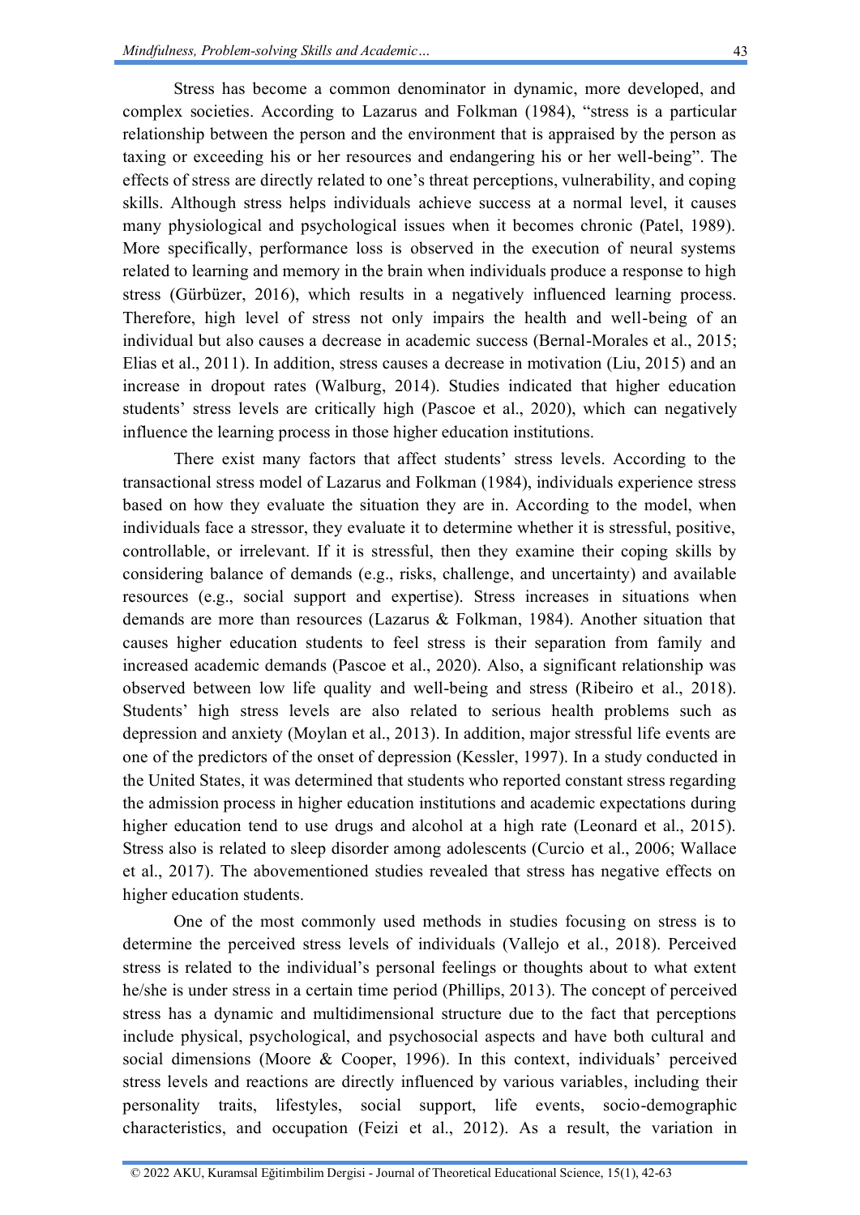Stress has become a common denominator in dynamic, more developed, and complex societies. According to Lazarus and Folkman (1984), "stress is a particular relationship between the person and the environment that is appraised by the person as taxing or exceeding his or her resources and endangering his or her well-being". The effects of stress are directly related to one's threat perceptions, vulnerability, and coping skills. Although stress helps individuals achieve success at a normal level, it causes many physiological and psychological issues when it becomes chronic (Patel, 1989). More specifically, performance loss is observed in the execution of neural systems related to learning and memory in the brain when individuals produce a response to high stress (Gürbüzer, 2016), which results in a negatively influenced learning process. Therefore, high level of stress not only impairs the health and well-being of an individual but also causes a decrease in academic success (Bernal-Morales et al., 2015; Elias et al., 2011). In addition, stress causes a decrease in motivation (Liu, 2015) and an increase in dropout rates (Walburg, 2014). Studies indicated that higher education students' stress levels are critically high (Pascoe et al., 2020), which can negatively influence the learning process in those higher education institutions.

There exist many factors that affect students' stress levels. According to the transactional stress model of Lazarus and Folkman (1984), individuals experience stress based on how they evaluate the situation they are in. According to the model, when individuals face a stressor, they evaluate it to determine whether it is stressful, positive, controllable, or irrelevant. If it is stressful, then they examine their coping skills by considering balance of demands (e.g., risks, challenge, and uncertainty) and available resources (e.g., social support and expertise). Stress increases in situations when demands are more than resources (Lazarus & Folkman, 1984). Another situation that causes higher education students to feel stress is their separation from family and increased academic demands (Pascoe et al., 2020). Also, a significant relationship was observed between low life quality and well-being and stress (Ribeiro et al., 2018). Students' high stress levels are also related to serious health problems such as depression and anxiety (Moylan et al., 2013). In addition, major stressful life events are one of the predictors of the onset of depression (Kessler, 1997). In a study conducted in the United States, it was determined that students who reported constant stress regarding the admission process in higher education institutions and academic expectations during higher education tend to use drugs and alcohol at a high rate (Leonard et al., 2015). Stress also is related to sleep disorder among adolescents (Curcio et al., 2006; Wallace et al., 2017). The abovementioned studies revealed that stress has negative effects on higher education students.

One of the most commonly used methods in studies focusing on stress is to determine the perceived stress levels of individuals (Vallejo et al., 2018). Perceived stress is related to the individual's personal feelings or thoughts about to what extent he/she is under stress in a certain time period (Phillips, 2013). The concept of perceived stress has a dynamic and multidimensional structure due to the fact that perceptions include physical, psychological, and psychosocial aspects and have both cultural and social dimensions (Moore & Cooper, 1996). In this context, individuals' perceived stress levels and reactions are directly influenced by various variables, including their personality traits, lifestyles, social support, life events, socio-demographic characteristics, and occupation (Feizi et al., 2012). As a result, the variation in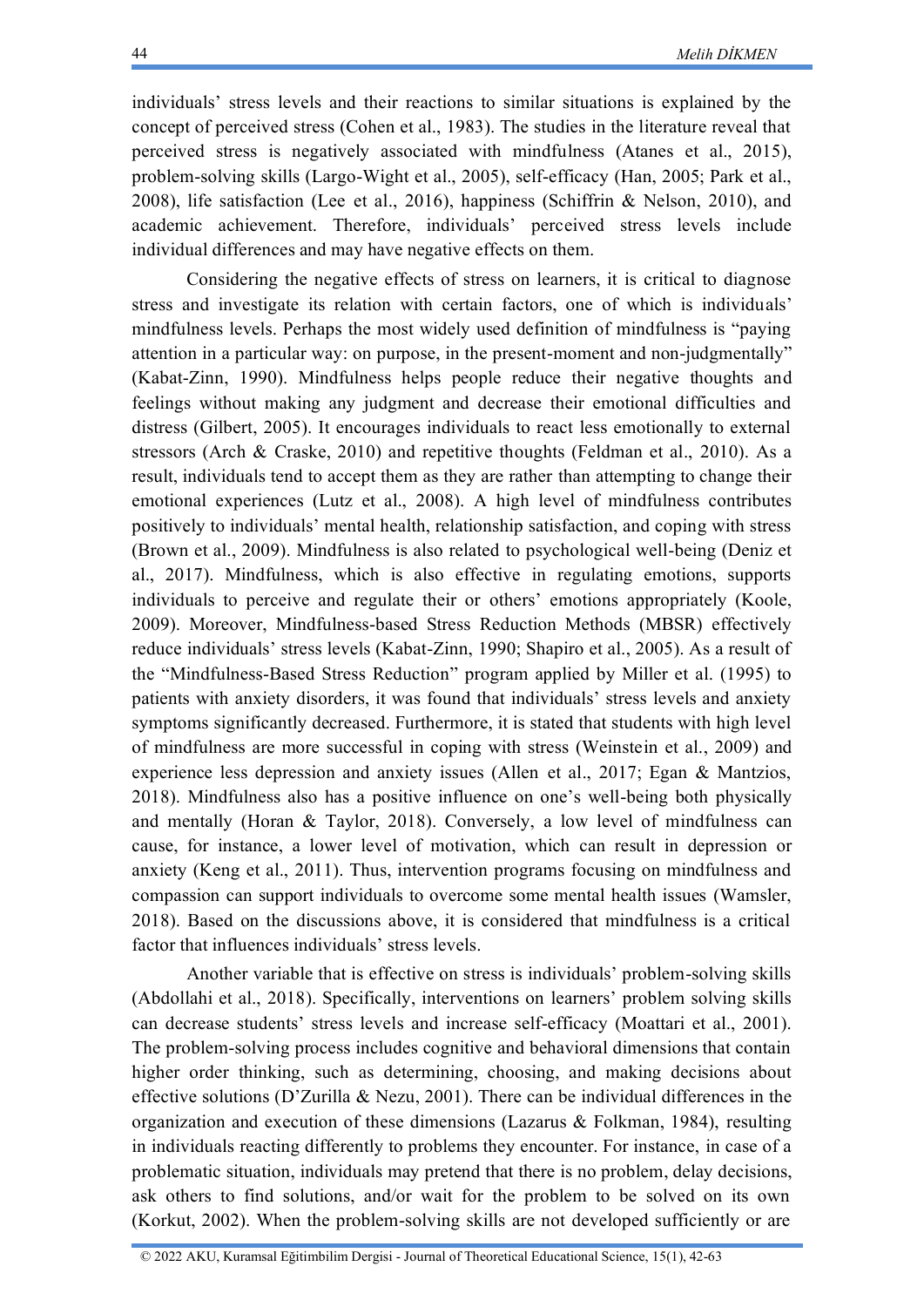individuals' stress levels and their reactions to similar situations is explained by the concept of perceived stress (Cohen et al., 1983). The studies in the literature reveal that perceived stress is negatively associated with mindfulness (Atanes et al., 2015), problem-solving skills (Largo-Wight et al., 2005), self-efficacy (Han, 2005; Park et al., 2008), life satisfaction (Lee et al., 2016), happiness (Schiffrin & Nelson, 2010), and academic achievement. Therefore, individuals' perceived stress levels include individual differences and may have negative effects on them.

Considering the negative effects of stress on learners, it is critical to diagnose stress and investigate its relation with certain factors, one of which is individuals' mindfulness levels. Perhaps the most widely used definition of mindfulness is "paying attention in a particular way: on purpose, in the present-moment and non-judgmentally" (Kabat-Zinn, 1990). Mindfulness helps people reduce their negative thoughts and feelings without making any judgment and decrease their emotional difficulties and distress (Gilbert, 2005). It encourages individuals to react less emotionally to external stressors (Arch & Craske, 2010) and repetitive thoughts (Feldman et al., 2010). As a result, individuals tend to accept them as they are rather than attempting to change their emotional experiences (Lutz et al., 2008). A high level of mindfulness contributes positively to individuals' mental health, relationship satisfaction, and coping with stress (Brown et al., 2009). Mindfulness is also related to psychological well-being (Deniz et al., 2017). Mindfulness, which is also effective in regulating emotions, supports individuals to perceive and regulate their or others' emotions appropriately (Koole, 2009). Moreover, Mindfulness-based Stress Reduction Methods (MBSR) effectively reduce individuals' stress levels (Kabat-Zinn, 1990; Shapiro et al., 2005). As a result of the "Mindfulness-Based Stress Reduction" program applied by Miller et al. (1995) to patients with anxiety disorders, it was found that individuals' stress levels and anxiety symptoms significantly decreased. Furthermore, it is stated that students with high level of mindfulness are more successful in coping with stress (Weinstein et al., 2009) and experience less depression and anxiety issues (Allen et al., 2017; Egan & Mantzios, 2018). Mindfulness also has a positive influence on one's well-being both physically and mentally (Horan & Taylor, 2018). Conversely, a low level of mindfulness can cause, for instance, a lower level of motivation, which can result in depression or anxiety (Keng et al., 2011). Thus, intervention programs focusing on mindfulness and compassion can support individuals to overcome some mental health issues (Wamsler, 2018). Based on the discussions above, it is considered that mindfulness is a critical factor that influences individuals' stress levels.

Another variable that is effective on stress is individuals' problem-solving skills (Abdollahi et al., 2018). Specifically, interventions on learners' problem solving skills can decrease students' stress levels and increase self-efficacy (Moattari et al., 2001). The problem-solving process includes cognitive and behavioral dimensions that contain higher order thinking, such as determining, choosing, and making decisions about effective solutions (D'Zurilla & Nezu, 2001). There can be individual differences in the organization and execution of these dimensions (Lazarus & Folkman, 1984), resulting in individuals reacting differently to problems they encounter. For instance, in case of a problematic situation, individuals may pretend that there is no problem, delay decisions, ask others to find solutions, and/or wait for the problem to be solved on its own (Korkut, 2002). When the problem-solving skills are not developed sufficiently or are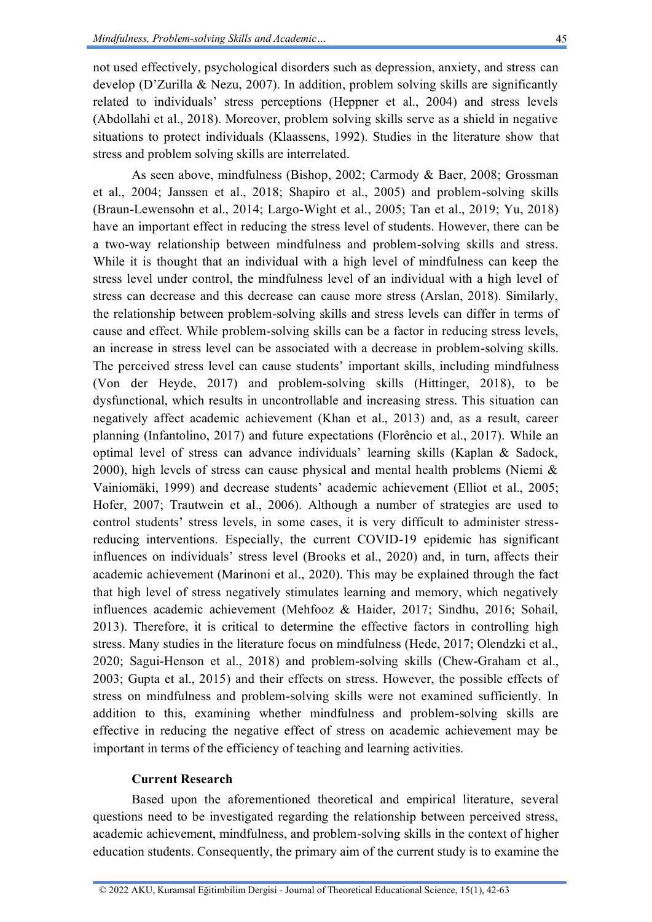not used effectively, psychological disorders such as depression, anxiety, and stress can develop (D'Zurilla & Nezu, 2007). In addition, problem solving skills are significantly related to individuals' stress perceptions (Heppner et al., 2004) and stress levels (Abdollahi et al., 2018). Moreover, problem solving skills serve as a shield in negative situations to protect individuals (Klaassens, 1992). Studies in the literature show that stress and problem solving skills are interrelated.

As seen above, mindfulness (Bishop, 2002; Carmody & Baer, 2008; Grossman et al., 2004; Janssen et al., 2018; Shapiro et al., 2005) and problem-solving skills (Braun-Lewensohn et al., 2014; Largo-Wight et al., 2005; Tan et al., 2019; Yu, 2018) have an important effect in reducing the stress level of students. However, there can be a two-way relationship between mindfulness and problem-solving skills and stress. While it is thought that an individual with a high level of mindfulness can keep the stress level under control, the mindfulness level of an individual with a high level of stress can decrease and this decrease can cause more stress (Arslan, 2018). Similarly, the relationship between problem-solving skills and stress levels can differ in terms of cause and effect. While problem-solving skills can be a factor in reducing stress levels, an increase in stress level can be associated with a decrease in problem-solving skills. The perceived stress level can cause students' important skills, including mindfulness (Von der Heyde, 2017) and problem-solving skills (Hittinger, 2018), to be dysfunctional, which results in uncontrollable and increasing stress. This situation can negatively affect academic achievement (Khan et al., 2013) and, as a result, career planning (Infantolino, 2017) and future expectations (Florêncio et al., 2017). While an optimal level of stress can advance individuals' learning skills (Kaplan & Sadock, 2000), high levels of stress can cause physical and mental health problems (Niemi & Vainiomäki, 1999) and decrease students' academic achievement (Elliot et al., 2005; Hofer, 2007; Trautwein et al., 2006). Although a number of strategies are used to control students' stress levels, in some cases, it is very difficult to administer stress-reducing interventions. Especially, the current COVID-19 epidemic has significant influences on individuals' stress level (Brooks et al., 2020) and, in turn, affects their academic achievement (Marinoni et al., 2020). This may be explained through the fact that high level of stress negatively stimulates learning and memory, which negatively influences academic achievement (Mehfooz & Haider, 2017; Sindhu, 2016; Sohail, 2013). Therefore, it is critical to determine the effective factors in controlling high stress. Many studies in the literature focus on mindfulness (Hede, 2017; Olendzki et al., 2020; Sagui-Henson et al., 2018) and problem-solving skills (Chew-Graham et al., 2003; Gupta et al., 2015) and their effects on stress. However, the possible effects of stress on mindfulness and problem-solving skills were not examined sufficiently. In addition to this, examining whether mindfulness and problem-solving skills are effective in reducing the negative effect of stress on academic achievement may be important in terms of the efficiency of teaching and learning activities.

## Current Research

Based upon the aforementioned theoretical and empirical literature, several questions need to be investigated regarding the relationship between perceived stress, academic achievement, mindfulness, and problem-solving skills in the context of higher education students. Consequently, the primary aim of the current study is to examine the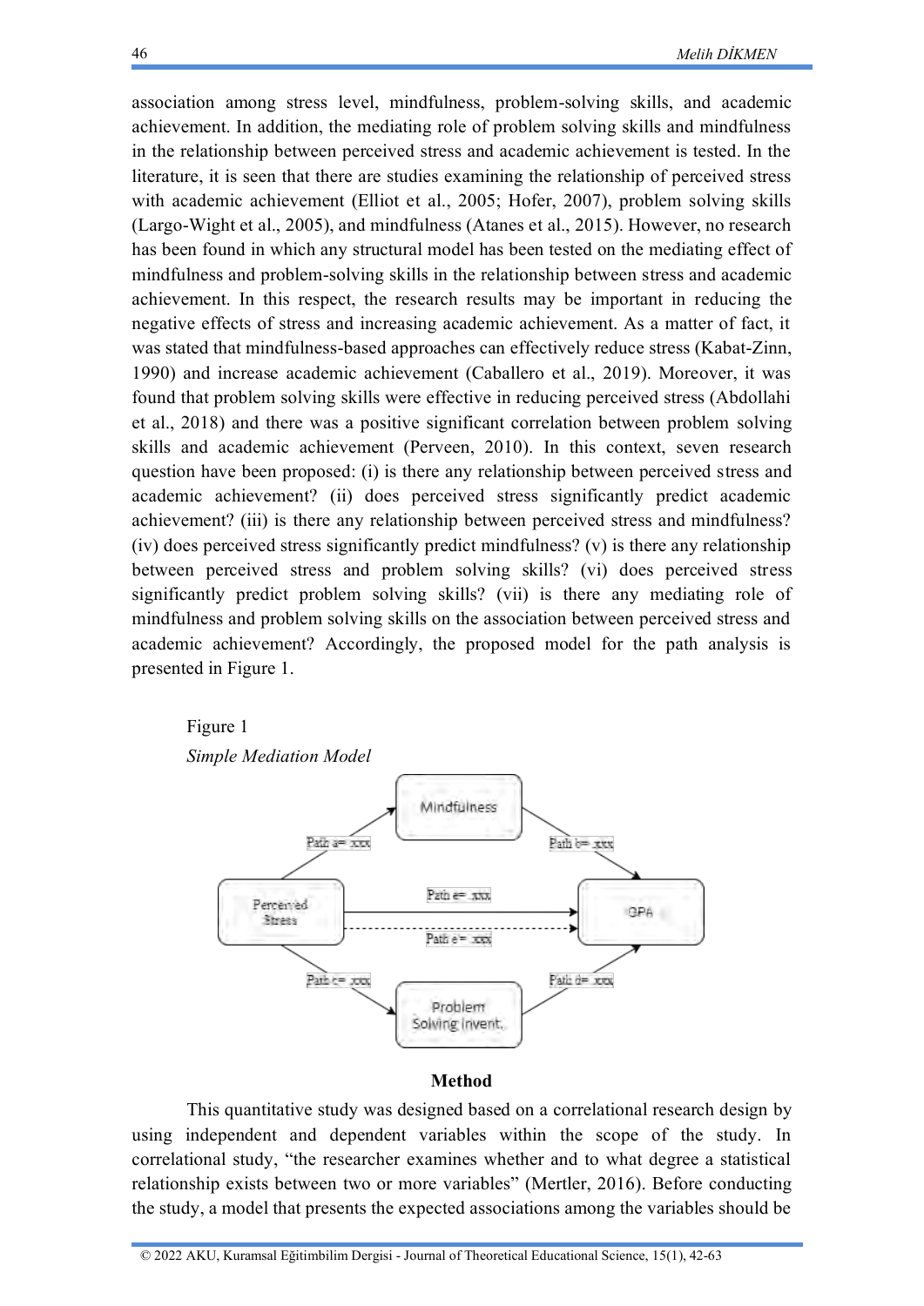association among stress level, mindfulness, problem-solving skills, and academic achievement. In addition, the mediating role of problem solving skills and mindfulness in the relationship between perceived stress and academic achievement is tested. In the literature, it is seen that there are studies examining the relationship of perceived stress with academic achievement (Elliot et al., 2005; Hofer, 2007), problem solving skills (Largo-Wight et al., 2005), and mindfulness (Atanes et al., 2015). However, no research has been found in which any structural model has been tested on the mediating effect of mindfulness and problem-solving skills in the relationship between stress and academic achievement. In this respect, the research results may be important in reducing the negative effects of stress and increasing academic achievement. As a matter of fact, it was stated that mindfulness-based approaches can effectively reduce stress (Kabat-Zinn, 1990) and increase academic achievement (Caballero et al., 2019). Moreover, it was found that problem solving skills were effective in reducing perceived stress (Abdollahi et al., 2018) and there was a positive significant correlation between problem solving skills and academic achievement (Perveen, 2010). In this context, seven research question have been proposed: (i) is there any relationship between perceived stress and academic achievement? (ii) does perceived stress significantly predict academic achievement? (iii) is there any relationship between perceived stress and mindfulness? (iv) does perceived stress significantly predict mindfulness? (v) is there any relationship between perceived stress and problem solving skills? (vi) does perceived stress significantly predict problem solving skills? (vii) is there any mediating role of mindfulness and problem solving skills on the association between perceived stress and academic achievement? Accordingly, the proposed model for the path analysis is presented in Figure 1.

Figure 1

*Simple Mediation Model*

## Method

This quantitative study was designed based on a correlational research design by using independent and dependent variables within the scope of the study. In correlational study, “the researcher examines whether and to what degree a statistical relationship exists between two or more variables” (Mertler, 2016). Before conducting the study, a model that presents the expected associations among the variables should be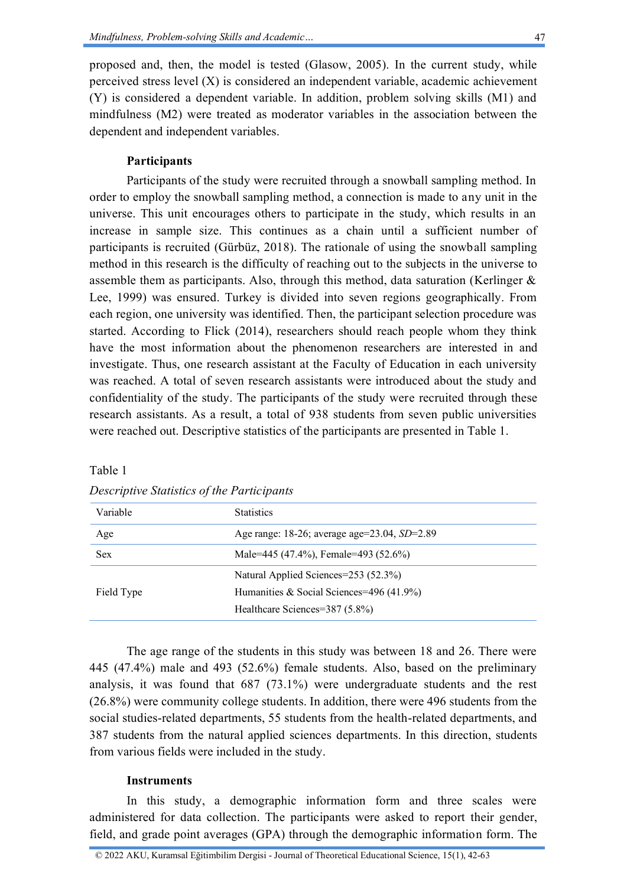proposed and, then, the model is tested (Glasow, 2005). In the current study, while perceived stress level (X) is considered an independent variable, academic achievement (Y) is considered a dependent variable. In addition, problem solving skills (M1) and mindfulness (M2) were treated as moderator variables in the association between the dependent and independent variables.

### Participants

Participants of the study were recruited through a snowball sampling method. In order to employ the snowball sampling method, a connection is made to any unit in the universe. This unit encourages others to participate in the study, which results in an increase in sample size. This continues as a chain until a sufficient number of participants is recruited (Gürbüz, 2018). The rationale of using the snowball sampling method in this research is the difficulty of reaching out to the subjects in the universe to assemble them as participants. Also, through this method, data saturation (Kerlinger & Lee, 1999) was ensured. Turkey is divided into seven regions geographically. From each region, one university was identified. Then, the participant selection procedure was started. According to Flick (2014), researchers should reach people whom they think have the most information about the phenomenon researchers are interested in and investigate. Thus, one research assistant at the Faculty of Education in each university was reached. A total of seven research assistants were introduced about the study and confidentiality of the study. The participants of the study were recruited through these research assistants. As a result, a total of 938 students from seven public universities were reached out. Descriptive statistics of the participants are presented in Table 1.

Table 1

*Descriptive Statistics of the Participants*

| Variable | Statistics |
|---|---|
| Age | Age range: 18-26; average age=23.04, *SD*=2.89 |
| Sex | Male=445 (47.4%), Female=493 (52.6%) |
| Field Type | Natural Applied Sciences=253 (52.3%)<br>Humanities & Social Sciences=496 (41.9%)<br>Healthcare Sciences=387 (5.8%) |

The age range of the students in this study was between 18 and 26. There were 445 (47.4%) male and 493 (52.6%) female students. Also, based on the preliminary analysis, it was found that 687 (73.1%) were undergraduate students and the rest (26.8%) were community college students. In addition, there were 496 students from the social studies-related departments, 55 students from the health-related departments, and 387 students from the natural applied sciences departments. In this direction, students from various fields were included in the study.

### Instruments

In this study, a demographic information form and three scales were administered for data collection. The participants were asked to report their gender, field, and grade point averages (GPA) through the demographic information form. The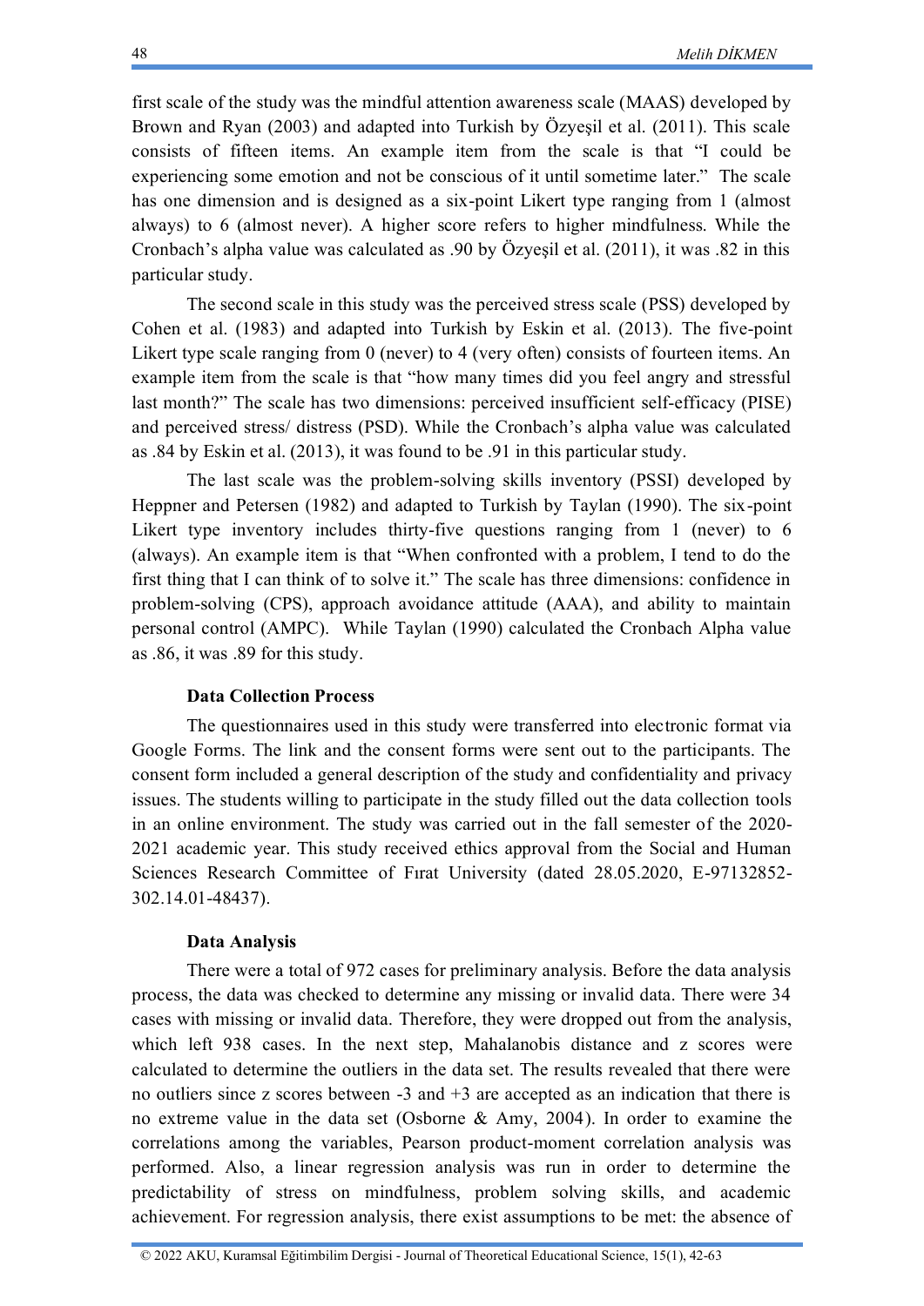first scale of the study was the mindful attention awareness scale (MAAS) developed by Brown and Ryan (2003) and adapted into Turkish by Özyeşil et al. (2011). This scale consists of fifteen items. An example item from the scale is that "I could be experiencing some emotion and not be conscious of it until sometime later." The scale has one dimension and is designed as a six-point Likert type ranging from 1 (almost always) to 6 (almost never). A higher score refers to higher mindfulness. While the Cronbach's alpha value was calculated as .90 by Özyeşil et al. (2011), it was .82 in this particular study.

The second scale in this study was the perceived stress scale (PSS) developed by Cohen et al. (1983) and adapted into Turkish by Eskin et al. (2013). The five-point Likert type scale ranging from 0 (never) to 4 (very often) consists of fourteen items. An example item from the scale is that "how many times did you feel angry and stressful last month?" The scale has two dimensions: perceived insufficient self-efficacy (PISE) and perceived stress/ distress (PSD). While the Cronbach's alpha value was calculated as .84 by Eskin et al. (2013), it was found to be .91 in this particular study.

The last scale was the problem-solving skills inventory (PSSI) developed by Heppner and Petersen (1982) and adapted to Turkish by Taylan (1990). The six-point Likert type inventory includes thirty-five questions ranging from 1 (never) to 6 (always). An example item is that "When confronted with a problem, I tend to do the first thing that I can think of to solve it." The scale has three dimensions: confidence in problem-solving (CPS), approach avoidance attitude (AAA), and ability to maintain personal control (AMPC). While Taylan (1990) calculated the Cronbach Alpha value as .86, it was .89 for this study.

**Data Collection Process**

The questionnaires used in this study were transferred into electronic format via Google Forms. The link and the consent forms were sent out to the participants. The consent form included a general description of the study and confidentiality and privacy issues. The students willing to participate in the study filled out the data collection tools in an online environment. The study was carried out in the fall semester of the 2020-2021 academic year. This study received ethics approval from the Social and Human Sciences Research Committee of Fırat University (dated 28.05.2020, E-97132852-302.14.01-48437).

**Data Analysis**

There were a total of 972 cases for preliminary analysis. Before the data analysis process, the data was checked to determine any missing or invalid data. There were 34 cases with missing or invalid data. Therefore, they were dropped out from the analysis, which left 938 cases. In the next step, Mahalanobis distance and z scores were calculated to determine the outliers in the data set. The results revealed that there were no outliers since z scores between -3 and +3 are accepted as an indication that there is no extreme value in the data set (Osborne & Amy, 2004). In order to examine the correlations among the variables, Pearson product-moment correlation analysis was performed. Also, a linear regression analysis was run in order to determine the predictability of stress on mindfulness, problem solving skills, and academic achievement. For regression analysis, there exist assumptions to be met: the absence of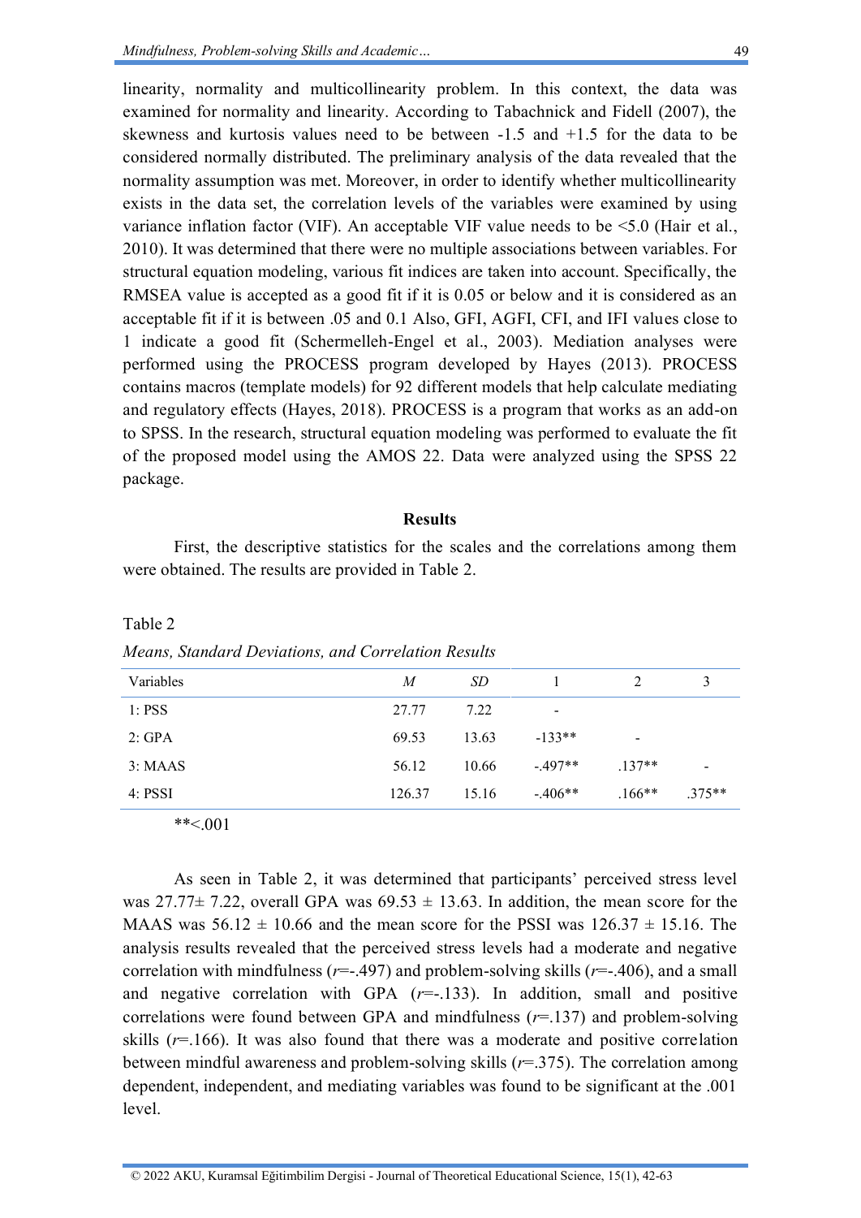linearity, normality and multicollinearity problem. In this context, the data was examined for normality and linearity. According to Tabachnick and Fidell (2007), the skewness and kurtosis values need to be between -1.5 and +1.5 for the data to be considered normally distributed. The preliminary analysis of the data revealed that the normality assumption was met. Moreover, in order to identify whether multicollinearity exists in the data set, the correlation levels of the variables were examined by using variance inflation factor (VIF). An acceptable VIF value needs to be <5.0 (Hair et al., 2010). It was determined that there were no multiple associations between variables. For structural equation modeling, various fit indices are taken into account. Specifically, the RMSEA value is accepted as a good fit if it is 0.05 or below and it is considered as an acceptable fit if it is between .05 and 0.1 Also, GFI, AGFI, CFI, and IFI values close to 1 indicate a good fit (Schermelleh-Engel et al., 2003). Mediation analyses were performed using the PROCESS program developed by Hayes (2013). PROCESS contains macros (template models) for 92 different models that help calculate mediating and regulatory effects (Hayes, 2018). PROCESS is a program that works as an add-on to SPSS. In the research, structural equation modeling was performed to evaluate the fit of the proposed model using the AMOS 22. Data were analyzed using the SPSS 22 package.

## Results

First, the descriptive statistics for the scales and the correlations among them were obtained. The results are provided in Table 2.

Table 2

*Means, Standard Deviations, and Correlation Results*

| Variables | *M* | *SD* | 1 | 2 | 3 |
|---|---|---|---|---|---|
| 1: PSS | 27.77 | 7.22 | - | | |
| 2: GPA | 69.53 | 13.63 | -133** | - | |
| 3: MAAS | 56.12 | 10.66 | -.497** | .137** | - |
| 4: PSSI | 126.37 | 15.16 | -.406** | .166** | .375** |

**<.001

As seen in Table 2, it was determined that participants' perceived stress level was 27.77± 7.22, overall GPA was 69.53 ± 13.63. In addition, the mean score for the MAAS was 56.12 ± 10.66 and the mean score for the PSSI was 126.37 ± 15.16. The analysis results revealed that the perceived stress levels had a moderate and negative correlation with mindfulness ($r$=-.497) and problem-solving skills ($r$=-.406), and a small and negative correlation with GPA ($r$=-.133). In addition, small and positive correlations were found between GPA and mindfulness ($r$=.137) and problem-solving skills ($r$=.166). It was also found that there was a moderate and positive correlation between mindful awareness and problem-solving skills ($r$=.375). The correlation among dependent, independent, and mediating variables was found to be significant at the .001 level.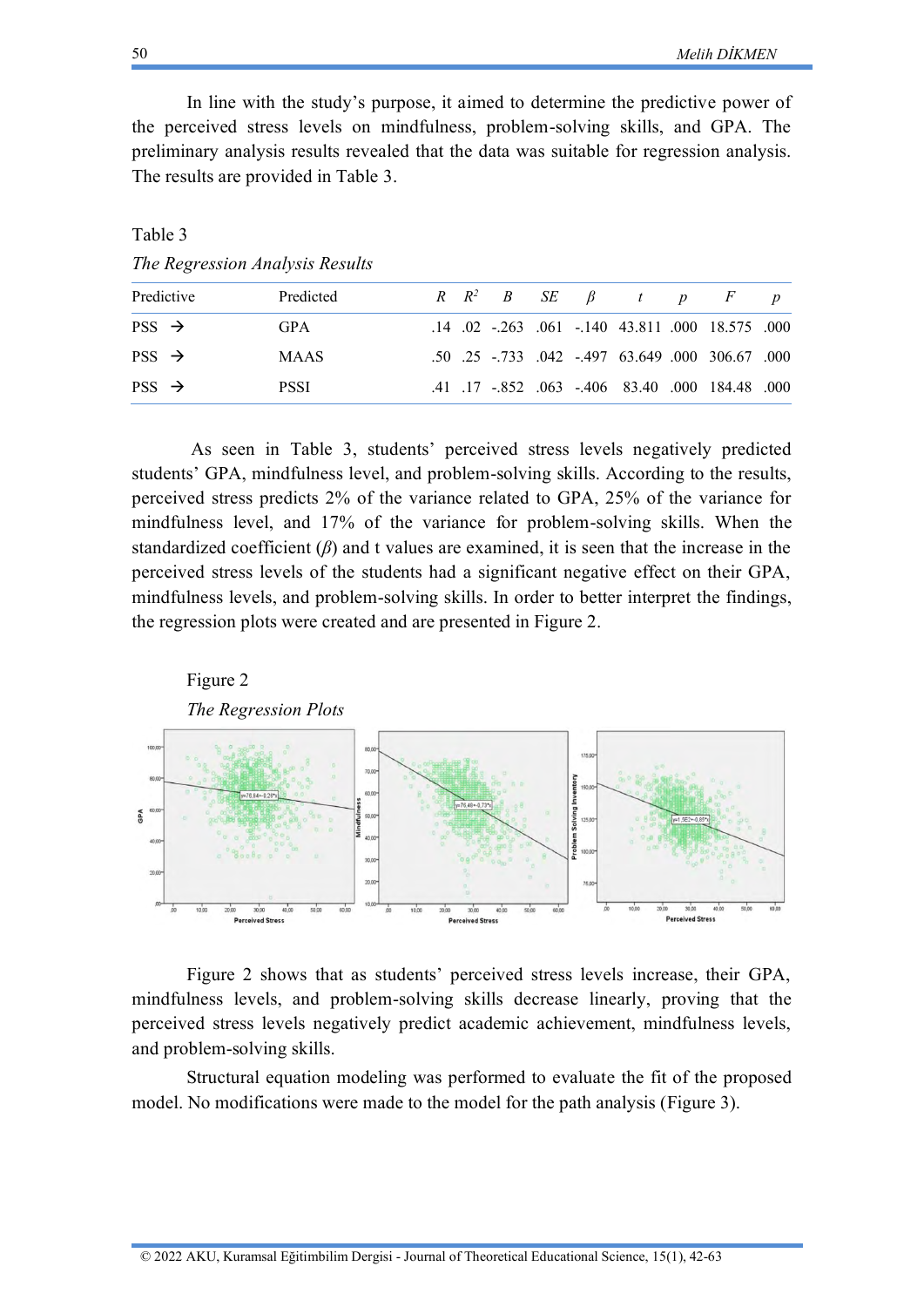In line with the study's purpose, it aimed to determine the predictive power of the perceived stress levels on mindfulness, problem-solving skills, and GPA. The preliminary analysis results revealed that the data was suitable for regression analysis. The results are provided in Table 3.

Table 3

*The Regression Analysis Results*

| Predictive | Predicted | *R* | $R^2$ | *B* | *SE* | *β* | *t* | *p* | *F* | *p* |
|---|---|---|---|---|---|---|---|---|---|---|
| PSS → | GPA | .14 | .02 | -.263 | .061 | -.140 | 43.811 | .000 | 18.575 | .000 |
| PSS → | MAAS | .50 | .25 | -.733 | .042 | -.497 | 63.649 | .000 | 306.67 | .000 |
| PSS → | PSSI | .41 | .17 | -.852 | .063 | -.406 | 83.40 | .000 | 184.48 | .000 |

As seen in Table 3, students' perceived stress levels negatively predicted students' GPA, mindfulness level, and problem-solving skills. According to the results, perceived stress predicts 2% of the variance related to GPA, 25% of the variance for mindfulness level, and 17% of the variance for problem-solving skills. When the standardized coefficient (*β*) and t values are examined, it is seen that the increase in the perceived stress levels of the students had a significant negative effect on their GPA, mindfulness levels, and problem-solving skills. In order to better interpret the findings, the regression plots were created and are presented in Figure 2.

Figure 2

*The Regression Plots*

Figure 2 shows that as students' perceived stress levels increase, their GPA, mindfulness levels, and problem-solving skills decrease linearly, proving that the perceived stress levels negatively predict academic achievement, mindfulness levels, and problem-solving skills.

Structural equation modeling was performed to evaluate the fit of the proposed model. No modifications were made to the model for the path analysis (Figure 3).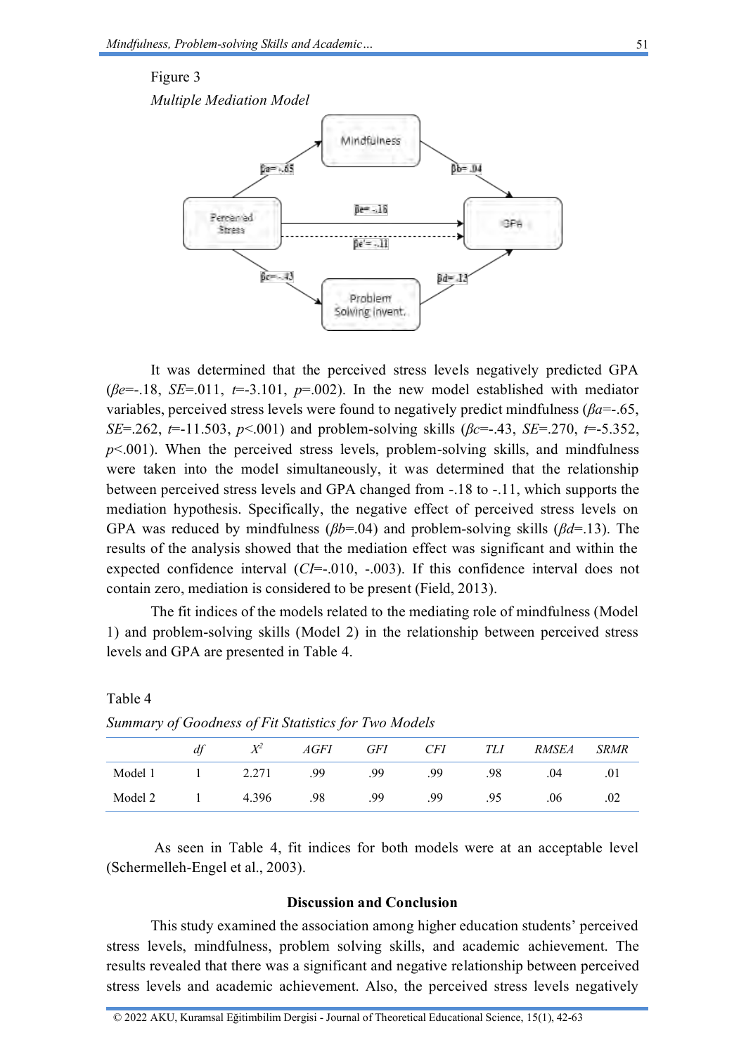Figure 3

*Multiple Mediation Model*

It was determined that the perceived stress levels negatively predicted GPA (*βe*=-.18, *SE*=.011, *t*=-3.101, *p*=.002). In the new model established with mediator variables, perceived stress levels were found to negatively predict mindfulness (*βa*=-.65, *SE*=.262, *t*=-11.503, *p*<.001) and problem-solving skills (*βc*=-.43, *SE*=.270, *t*=-5.352, *p*<.001). When the perceived stress levels, problem-solving skills, and mindfulness were taken into the model simultaneously, it was determined that the relationship between perceived stress levels and GPA changed from -.18 to -.11, which supports the mediation hypothesis. Specifically, the negative effect of perceived stress levels on GPA was reduced by mindfulness (*βb*=.04) and problem-solving skills (*βd*=.13). The results of the analysis showed that the mediation effect was significant and within the expected confidence interval (*CI*=-.010, -.003). If this confidence interval does not contain zero, mediation is considered to be present (Field, 2013).

The fit indices of the models related to the mediating role of mindfulness (Model 1) and problem-solving skills (Model 2) in the relationship between perceived stress levels and GPA are presented in Table 4.

Table 4

*Summary of Goodness of Fit Statistics for Two Models*

| | *df* | $X^2$ | *AGFI* | *GFI* | *CFI* | *TLI* | *RMSEA* | *SRMR* |
|---|---|---|---|---|---|---|---|---|
| Model 1 | 1 | 2.271 | .99 | .99 | .99 | .98 | .04 | .01 |
| Model 2 | 1 | 4.396 | .98 | .99 | .99 | .95 | .06 | .02 |

As seen in Table 4, fit indices for both models were at an acceptable level (Schermelleh-Engel et al., 2003).

**Discussion and Conclusion**

This study examined the association among higher education students' perceived stress levels, mindfulness, problem solving skills, and academic achievement. The results revealed that there was a significant and negative relationship between perceived stress levels and academic achievement. Also, the perceived stress levels negatively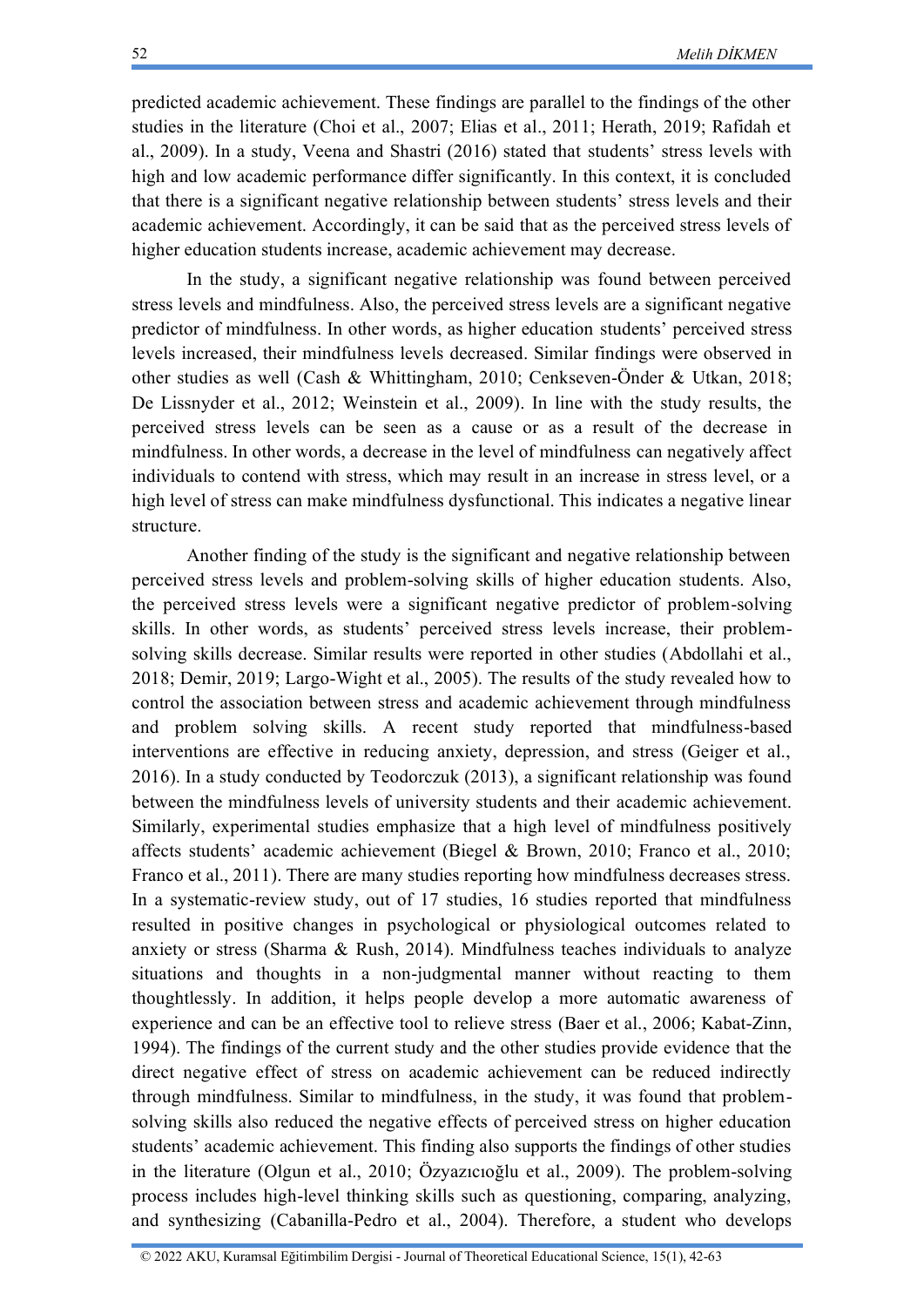predicted academic achievement. These findings are parallel to the findings of the other studies in the literature (Choi et al., 2007; Elias et al., 2011; Herath, 2019; Rafidah et al., 2009). In a study, Veena and Shastri (2016) stated that students' stress levels with high and low academic performance differ significantly. In this context, it is concluded that there is a significant negative relationship between students' stress levels and their academic achievement. Accordingly, it can be said that as the perceived stress levels of higher education students increase, academic achievement may decrease.

In the study, a significant negative relationship was found between perceived stress levels and mindfulness. Also, the perceived stress levels are a significant negative predictor of mindfulness. In other words, as higher education students' perceived stress levels increased, their mindfulness levels decreased. Similar findings were observed in other studies as well (Cash & Whittingham, 2010; Cenkseven-Önder & Utkan, 2018; De Lissnyder et al., 2012; Weinstein et al., 2009). In line with the study results, the perceived stress levels can be seen as a cause or as a result of the decrease in mindfulness. In other words, a decrease in the level of mindfulness can negatively affect individuals to contend with stress, which may result in an increase in stress level, or a high level of stress can make mindfulness dysfunctional. This indicates a negative linear structure.

Another finding of the study is the significant and negative relationship between perceived stress levels and problem-solving skills of higher education students. Also, the perceived stress levels were a significant negative predictor of problem-solving skills. In other words, as students' perceived stress levels increase, their problem-solving skills decrease. Similar results were reported in other studies (Abdollahi et al., 2018; Demir, 2019; Largo-Wight et al., 2005). The results of the study revealed how to control the association between stress and academic achievement through mindfulness and problem solving skills. A recent study reported that mindfulness-based interventions are effective in reducing anxiety, depression, and stress (Geiger et al., 2016). In a study conducted by Teodorczuk (2013), a significant relationship was found between the mindfulness levels of university students and their academic achievement. Similarly, experimental studies emphasize that a high level of mindfulness positively affects students' academic achievement (Biegel & Brown, 2010; Franco et al., 2010; Franco et al., 2011). There are many studies reporting how mindfulness decreases stress. In a systematic-review study, out of 17 studies, 16 studies reported that mindfulness resulted in positive changes in psychological or physiological outcomes related to anxiety or stress (Sharma & Rush, 2014). Mindfulness teaches individuals to analyze situations and thoughts in a non-judgmental manner without reacting to them thoughtlessly. In addition, it helps people develop a more automatic awareness of experience and can be an effective tool to relieve stress (Baer et al., 2006; Kabat-Zinn, 1994). The findings of the current study and the other studies provide evidence that the direct negative effect of stress on academic achievement can be reduced indirectly through mindfulness. Similar to mindfulness, in the study, it was found that problem-solving skills also reduced the negative effects of perceived stress on higher education students' academic achievement. This finding also supports the findings of other studies in the literature (Olgun et al., 2010; Özyazıcıoğlu et al., 2009). The problem-solving process includes high-level thinking skills such as questioning, comparing, analyzing, and synthesizing (Cabanilla-Pedro et al., 2004). Therefore, a student who develops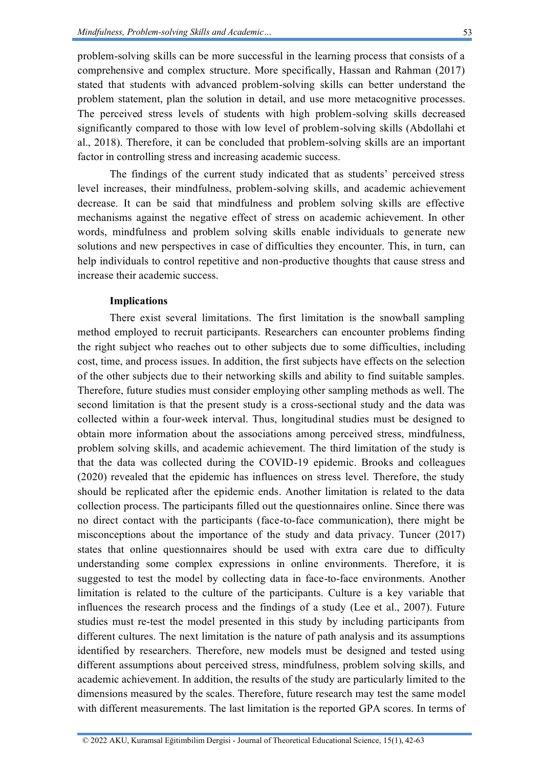problem-solving skills can be more successful in the learning process that consists of a comprehensive and complex structure. More specifically, Hassan and Rahman (2017) stated that students with advanced problem-solving skills can better understand the problem statement, plan the solution in detail, and use more metacognitive processes. The perceived stress levels of students with high problem-solving skills decreased significantly compared to those with low level of problem-solving skills (Abdollahi et al., 2018). Therefore, it can be concluded that problem-solving skills are an important factor in controlling stress and increasing academic success.

The findings of the current study indicated that as students' perceived stress level increases, their mindfulness, problem-solving skills, and academic achievement decrease. It can be said that mindfulness and problem solving skills are effective mechanisms against the negative effect of stress on academic achievement. In other words, mindfulness and problem solving skills enable individuals to generate new solutions and new perspectives in case of difficulties they encounter. This, in turn, can help individuals to control repetitive and non-productive thoughts that cause stress and increase their academic success.

**Implications**

There exist several limitations. The first limitation is the snowball sampling method employed to recruit participants. Researchers can encounter problems finding the right subject who reaches out to other subjects due to some difficulties, including cost, time, and process issues. In addition, the first subjects have effects on the selection of the other subjects due to their networking skills and ability to find suitable samples. Therefore, future studies must consider employing other sampling methods as well. The second limitation is that the present study is a cross-sectional study and the data was collected within a four-week interval. Thus, longitudinal studies must be designed to obtain more information about the associations among perceived stress, mindfulness, problem solving skills, and academic achievement. The third limitation of the study is that the data was collected during the COVID-19 epidemic. Brooks and colleagues (2020) revealed that the epidemic has influences on stress level. Therefore, the study should be replicated after the epidemic ends. Another limitation is related to the data collection process. The participants filled out the questionnaires online. Since there was no direct contact with the participants (face-to-face communication), there might be misconceptions about the importance of the study and data privacy. Tuncer (2017) states that online questionnaires should be used with extra care due to difficulty understanding some complex expressions in online environments. Therefore, it is suggested to test the model by collecting data in face-to-face environments. Another limitation is related to the culture of the participants. Culture is a key variable that influences the research process and the findings of a study (Lee et al., 2007). Future studies must re-test the model presented in this study by including participants from different cultures. The next limitation is the nature of path analysis and its assumptions identified by researchers. Therefore, new models must be designed and tested using different assumptions about perceived stress, mindfulness, problem solving skills, and academic achievement. In addition, the results of the study are particularly limited to the dimensions measured by the scales. Therefore, future research may test the same model with different measurements. The last limitation is the reported GPA scores. In terms of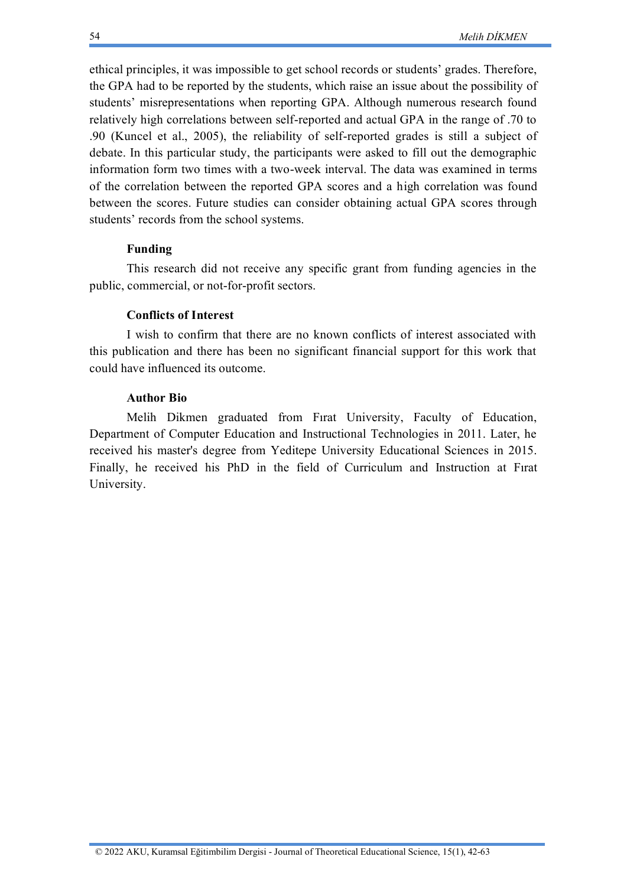ethical principles, it was impossible to get school records or students' grades. Therefore, the GPA had to be reported by the students, which raise an issue about the possibility of students' misrepresentations when reporting GPA. Although numerous research found relatively high correlations between self-reported and actual GPA in the range of .70 to .90 (Kuncel et al., 2005), the reliability of self-reported grades is still a subject of debate. In this particular study, the participants were asked to fill out the demographic information form two times with a two-week interval. The data was examined in terms of the correlation between the reported GPA scores and a high correlation was found between the scores. Future studies can consider obtaining actual GPA scores through students' records from the school systems.

**Funding**

This research did not receive any specific grant from funding agencies in the public, commercial, or not-for-profit sectors.

**Conflicts of Interest**

I wish to confirm that there are no known conflicts of interest associated with this publication and there has been no significant financial support for this work that could have influenced its outcome.

**Author Bio**

Melih Dikmen graduated from Fırat University, Faculty of Education, Department of Computer Education and Instructional Technologies in 2011. Later, he received his master's degree from Yeditepe University Educational Sciences in 2015. Finally, he received his PhD in the field of Curriculum and Instruction at Fırat University.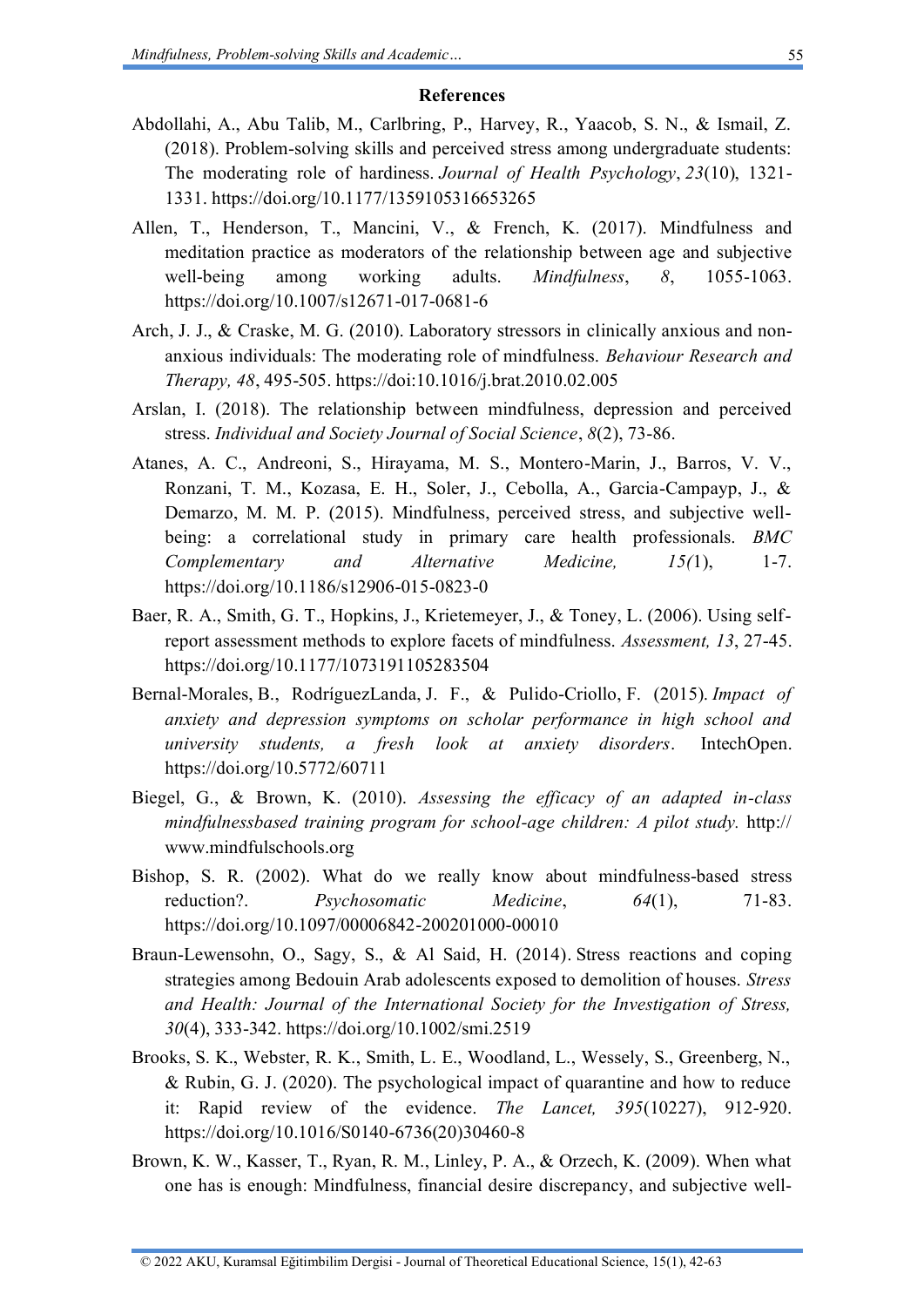## References

Abdollahi, A., Abu Talib, M., Carlbring, P., Harvey, R., Yaacob, S. N., & Ismail, Z. (2018). Problem-solving skills and perceived stress among undergraduate students: The moderating role of hardiness. *Journal of Health Psychology*, *23*(10), 1321-1331. https://doi.org/10.1177/1359105316653265

Allen, T., Henderson, T., Mancini, V., & French, K. (2017). Mindfulness and meditation practice as moderators of the relationship between age and subjective well-being among working adults. *Mindfulness*, *8*, 1055-1063. https://doi.org/10.1007/s12671-017-0681-6

Arch, J. J., & Craske, M. G. (2010). Laboratory stressors in clinically anxious and non-anxious individuals: The moderating role of mindfulness. *Behaviour Research and Therapy, 48*, 495-505. https://doi:10.1016/j.brat.2010.02.005

Arslan, I. (2018). The relationship between mindfulness, depression and perceived stress. *Individual and Society Journal of Social Science*, *8*(2), 73-86.

Atanes, A. C., Andreoni, S., Hirayama, M. S., Montero-Marin, J., Barros, V. V., Ronzani, T. M., Kozasa, E. H., Soler, J., Cebolla, A., Garcia-Campayp, J., & Demarzo, M. M. P. (2015). Mindfulness, perceived stress, and subjective well-being: a correlational study in primary care health professionals. *BMC Complementary and Alternative Medicine, 15(*1), 1-7. https://doi.org/10.1186/s12906-015-0823-0

Baer, R. A., Smith, G. T., Hopkins, J., Krietemeyer, J., & Toney, L. (2006). Using self-report assessment methods to explore facets of mindfulness. *Assessment, 13*, 27-45. https://doi.org/10.1177/1073191105283504

Bernal-Morales, B., RodríguezLanda, J. F., & Pulido-Criollo, F. (2015). *Impact of anxiety and depression symptoms on scholar performance in high school and university students, a fresh look at anxiety disorders*. IntechOpen. https://doi.org/10.5772/60711

Biegel, G., & Brown, K. (2010). *Assessing the efficacy of an adapted in-class mindfulnessbased training program for school-age children: A pilot study.* http:// www.mindfulschools.org

Bishop, S. R. (2002). What do we really know about mindfulness-based stress reduction?. *Psychosomatic Medicine*, *64*(1), 71-83. https://doi.org/10.1097/00006842-200201000-00010

Braun-Lewensohn, O., Sagy, S., & Al Said, H. (2014). Stress reactions and coping strategies among Bedouin Arab adolescents exposed to demolition of houses. *Stress and Health: Journal of the International Society for the Investigation of Stress, 30*(4), 333-342. https://doi.org/10.1002/smi.2519

Brooks, S. K., Webster, R. K., Smith, L. E., Woodland, L., Wessely, S., Greenberg, N., & Rubin, G. J. (2020). The psychological impact of quarantine and how to reduce it: Rapid review of the evidence. *The Lancet, 395*(10227), 912-920. https://doi.org/10.1016/S0140-6736(20)30460-8

Brown, K. W., Kasser, T., Ryan, R. M., Linley, P. A., & Orzech, K. (2009). When what one has is enough: Mindfulness, financial desire discrepancy, and subjective well-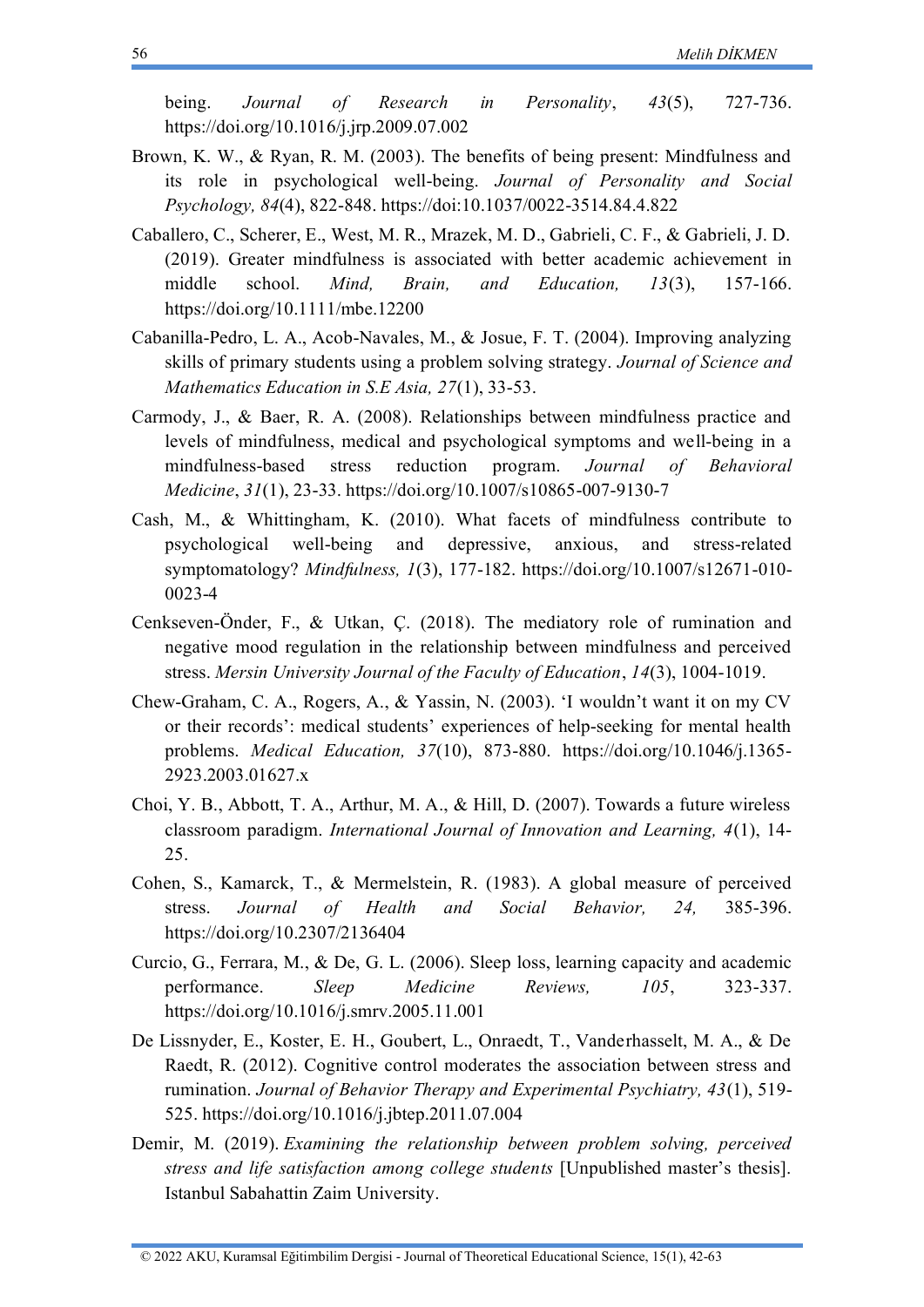being. *Journal of Research in Personality*, *43*(5), 727-736. https://doi.org/10.1016/j.jrp.2009.07.002

Brown, K. W., & Ryan, R. M. (2003). The benefits of being present: Mindfulness and its role in psychological well-being. *Journal of Personality and Social Psychology, 84*(4), 822-848. https://doi:10.1037/0022-3514.84.4.822

Caballero, C., Scherer, E., West, M. R., Mrazek, M. D., Gabrieli, C. F., & Gabrieli, J. D. (2019). Greater mindfulness is associated with better academic achievement in middle school. *Mind, Brain, and Education, 13*(3), 157-166. https://doi.org/10.1111/mbe.12200

Cabanilla-Pedro, L. A., Acob-Navales, M., & Josue, F. T. (2004). Improving analyzing skills of primary students using a problem solving strategy. *Journal of Science and Mathematics Education in S.E Asia, 27*(1), 33-53.

Carmody, J., & Baer, R. A. (2008). Relationships between mindfulness practice and levels of mindfulness, medical and psychological symptoms and well-being in a mindfulness-based stress reduction program. *Journal of Behavioral Medicine*, *31*(1), 23-33. https://doi.org/10.1007/s10865-007-9130-7

Cash, M., & Whittingham, K. (2010). What facets of mindfulness contribute to psychological well-being and depressive, anxious, and stress-related symptomatology? *Mindfulness, 1*(3), 177-182. https://doi.org/10.1007/s12671-010-0023-4

Cenkseven-Önder, F., & Utkan, Ç. (2018). The mediatory role of rumination and negative mood regulation in the relationship between mindfulness and perceived stress. *Mersin University Journal of the Faculty of Education*, *14*(3), 1004-1019.

Chew-Graham, C. A., Rogers, A., & Yassin, N. (2003). 'I wouldn't want it on my CV or their records': medical students' experiences of help-seeking for mental health problems. *Medical Education, 37*(10), 873-880. https://doi.org/10.1046/j.1365-2923.2003.01627.x

Choi, Y. B., Abbott, T. A., Arthur, M. A., & Hill, D. (2007). Towards a future wireless classroom paradigm. *International Journal of Innovation and Learning, 4*(1), 14-25.

Cohen, S., Kamarck, T., & Mermelstein, R. (1983). A global measure of perceived stress. *Journal of Health and Social Behavior, 24,* 385-396. https://doi.org/10.2307/2136404

Curcio, G., Ferrara, M., & De, G. L. (2006). Sleep loss, learning capacity and academic performance. *Sleep Medicine Reviews, 105*, 323-337. https://doi.org/10.1016/j.smrv.2005.11.001

De Lissnyder, E., Koster, E. H., Goubert, L., Onraedt, T., Vanderhasselt, M. A., & De Raedt, R. (2012). Cognitive control moderates the association between stress and rumination. *Journal of Behavior Therapy and Experimental Psychiatry, 43*(1), 519-525. https://doi.org/10.1016/j.jbtep.2011.07.004

Demir, M. (2019). *Examining the relationship between problem solving, perceived stress and life satisfaction among college students* [Unpublished master's thesis]. Istanbul Sabahattin Zaim University.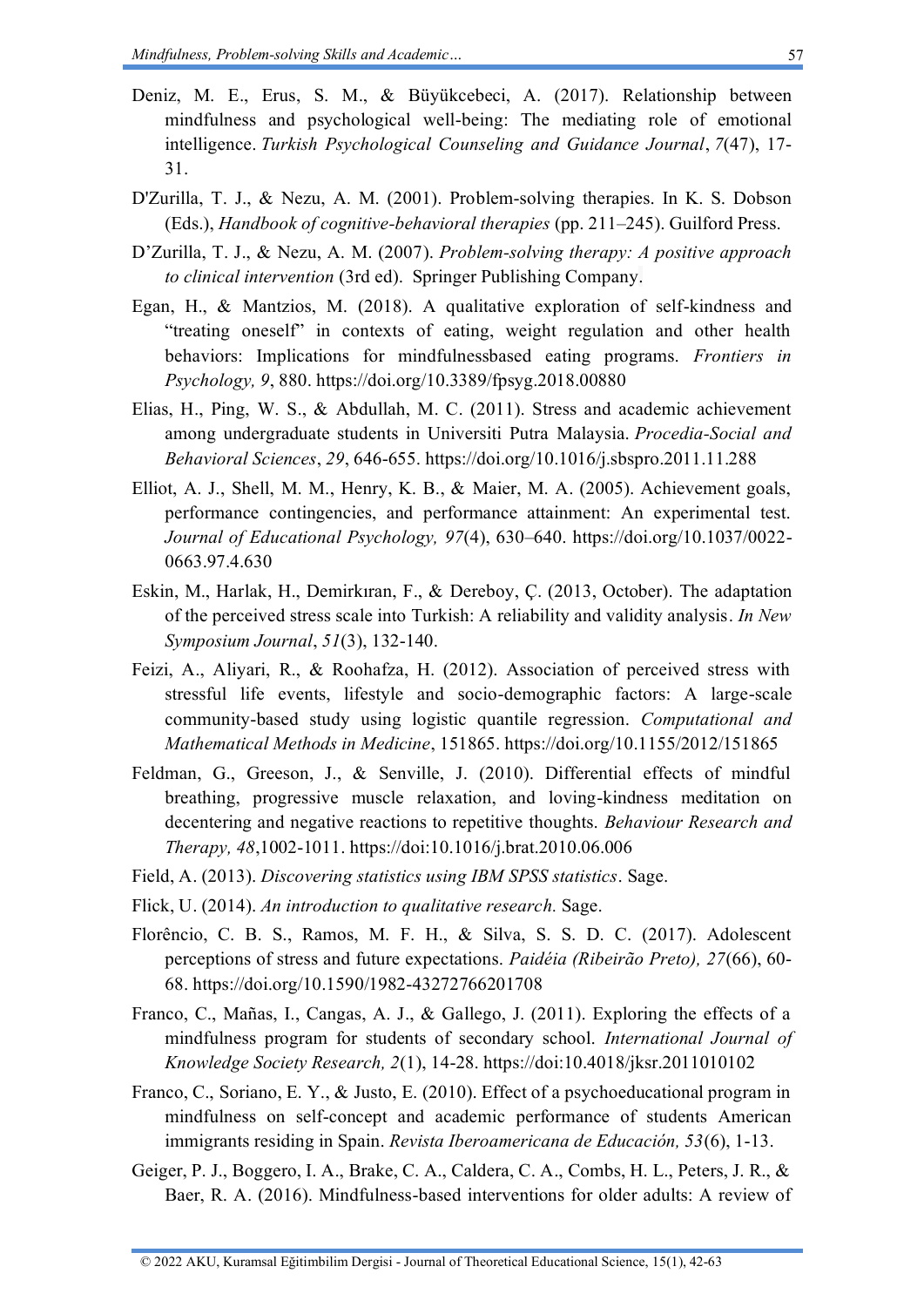Deniz, M. E., Erus, S. M., & Büyükcebeci, A. (2017). Relationship between mindfulness and psychological well-being: The mediating role of emotional intelligence. *Turkish Psychological Counseling and Guidance Journal*, *7*(47), 17-31.

D'Zurilla, T. J., & Nezu, A. M. (2001). Problem-solving therapies. In K. S. Dobson (Eds.), *Handbook of cognitive-behavioral therapies* (pp. 211–245). Guilford Press.

D'Zurilla, T. J., & Nezu, A. M. (2007). *Problem-solving therapy: A positive approach to clinical intervention* (3rd ed). Springer Publishing Company.

Egan, H., & Mantzios, M. (2018). A qualitative exploration of self-kindness and "treating oneself" in contexts of eating, weight regulation and other health behaviors: Implications for mindfulnessbased eating programs. *Frontiers in Psychology, 9*, 880. https://doi.org/10.3389/fpsyg.2018.00880

Elias, H., Ping, W. S., & Abdullah, M. C. (2011). Stress and academic achievement among undergraduate students in Universiti Putra Malaysia. *Procedia-Social and Behavioral Sciences*, *29*, 646-655. https://doi.org/10.1016/j.sbspro.2011.11.288

Elliot, A. J., Shell, M. M., Henry, K. B., & Maier, M. A. (2005). Achievement goals, performance contingencies, and performance attainment: An experimental test. *Journal of Educational Psychology, 97*(4), 630–640. https://doi.org/10.1037/0022-0663.97.4.630

Eskin, M., Harlak, H., Demirkıran, F., & Dereboy, Ç. (2013, October). The adaptation of the perceived stress scale into Turkish: A reliability and validity analysis. *In New Symposium Journal*, *51*(3), 132-140.

Feizi, A., Aliyari, R., & Roohafza, H. (2012). Association of perceived stress with stressful life events, lifestyle and socio-demographic factors: A large-scale community-based study using logistic quantile regression. *Computational and Mathematical Methods in Medicine*, 151865. https://doi.org/10.1155/2012/151865

Feldman, G., Greeson, J., & Senville, J. (2010). Differential effects of mindful breathing, progressive muscle relaxation, and loving-kindness meditation on decentering and negative reactions to repetitive thoughts. *Behaviour Research and Therapy, 48*,1002-1011. https://doi:10.1016/j.brat.2010.06.006

Field, A. (2013). *Discovering statistics using IBM SPSS statistics*. Sage.

Flick, U. (2014). *An introduction to qualitative research.* Sage.

Florêncio, C. B. S., Ramos, M. F. H., & Silva, S. S. D. C. (2017). Adolescent perceptions of stress and future expectations. *Paidéia (Ribeirão Preto), 27*(66), 60-68. https://doi.org/10.1590/1982-43272766201708

Franco, C., Mañas, I., Cangas, A. J., & Gallego, J. (2011). Exploring the effects of a mindfulness program for students of secondary school. *International Journal of Knowledge Society Research, 2*(1), 14-28. https://doi:10.4018/jksr.2011010102

Franco, C., Soriano, E. Y., & Justo, E. (2010). Effect of a psychoeducational program in mindfulness on self-concept and academic performance of students American immigrants residing in Spain. *Revista Iberoamericana de Educación, 53*(6), 1-13.

Geiger, P. J., Boggero, I. A., Brake, C. A., Caldera, C. A., Combs, H. L., Peters, J. R., & Baer, R. A. (2016). Mindfulness-based interventions for older adults: A review of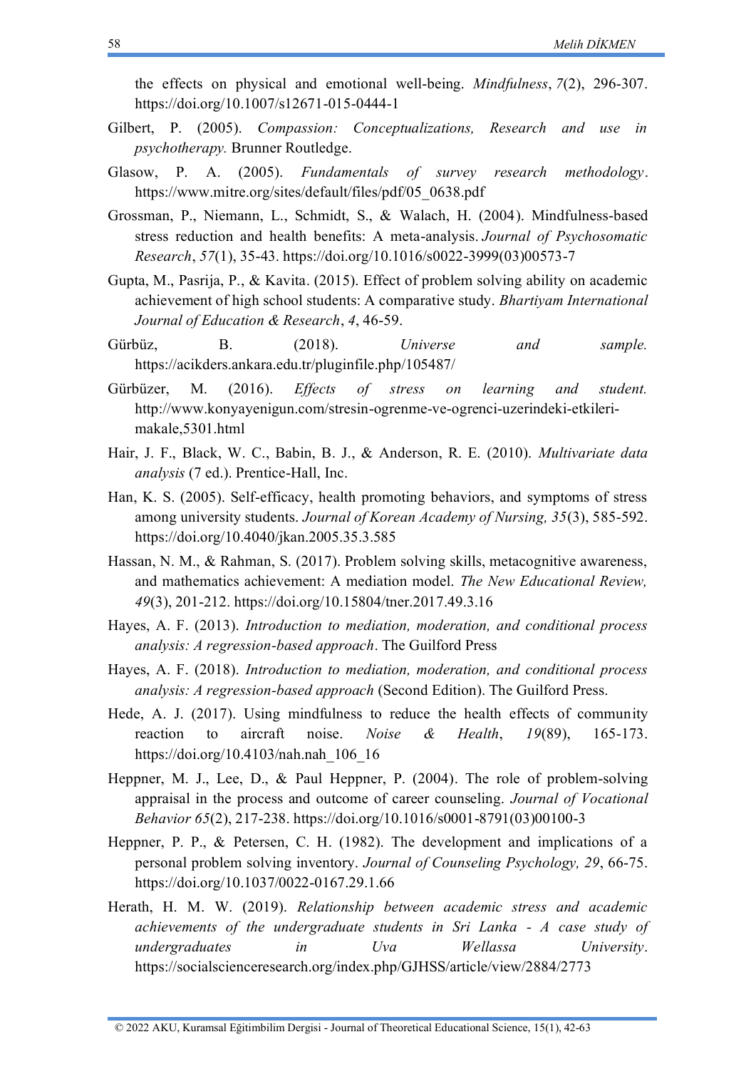the effects on physical and emotional well-being. *Mindfulness*, *7*(2), 296-307. https://doi.org/10.1007/s12671-015-0444-1

Gilbert, P. (2005). *Compassion: Conceptualizations, Research and use in psychotherapy.* Brunner Routledge.

Glasow, P. A. (2005). *Fundamentals of survey research methodology*. https://www.mitre.org/sites/default/files/pdf/05_0638.pdf

Grossman, P., Niemann, L., Schmidt, S., & Walach, H. (2004). Mindfulness-based stress reduction and health benefits: A meta-analysis. *Journal of Psychosomatic Research*, *57*(1), 35-43. https://doi.org/10.1016/s0022-3999(03)00573-7

Gupta, M., Pasrija, P., & Kavita. (2015). Effect of problem solving ability on academic achievement of high school students: A comparative study. *Bhartiyam International Journal of Education & Research*, *4*, 46-59.

Gürbüz, B. (2018). *Universe and sample.* https://acikders.ankara.edu.tr/pluginfile.php/105487/

Gürbüzer, M. (2016). *Effects of stress on learning and student.* http://www.konyayenigun.com/stresin-ogrenme-ve-ogrenci-uzerindeki-etkileri-makale,5301.html

Hair, J. F., Black, W. C., Babin, B. J., & Anderson, R. E. (2010). *Multivariate data analysis* (7 ed.). Prentice-Hall, Inc.

Han, K. S. (2005). Self-efficacy, health promoting behaviors, and symptoms of stress among university students. *Journal of Korean Academy of Nursing, 35*(3), 585-592. https://doi.org/10.4040/jkan.2005.35.3.585

Hassan, N. M., & Rahman, S. (2017). Problem solving skills, metacognitive awareness, and mathematics achievement: A mediation model. *The New Educational Review, 49*(3), 201-212. https://doi.org/10.15804/tner.2017.49.3.16

Hayes, A. F. (2013). *Introduction to mediation, moderation, and conditional process analysis: A regression-based approach*. The Guilford Press

Hayes, A. F. (2018). *Introduction to mediation, moderation, and conditional process analysis: A regression-based approach* (Second Edition). The Guilford Press.

Hede, A. J. (2017). Using mindfulness to reduce the health effects of community reaction to aircraft noise. *Noise & Health*, *19*(89), 165-173. https://doi.org/10.4103/nah.nah_106_16

Heppner, M. J., Lee, D., & Paul Heppner, P. (2004). The role of problem-solving appraisal in the process and outcome of career counseling. *Journal of Vocational Behavior 65*(2), 217-238. https://doi.org/10.1016/s0001-8791(03)00100-3

Heppner, P. P., & Petersen, C. H. (1982). The development and implications of a personal problem solving inventory. *Journal of Counseling Psychology, 29*, 66-75. https://doi.org/10.1037/0022-0167.29.1.66

Herath, H. M. W. (2019). *Relationship between academic stress and academic achievements of the undergraduate students in Sri Lanka - A case study of undergraduates in Uva Wellassa University*. https://socialscienceresearch.org/index.php/GJHSS/article/view/2884/2773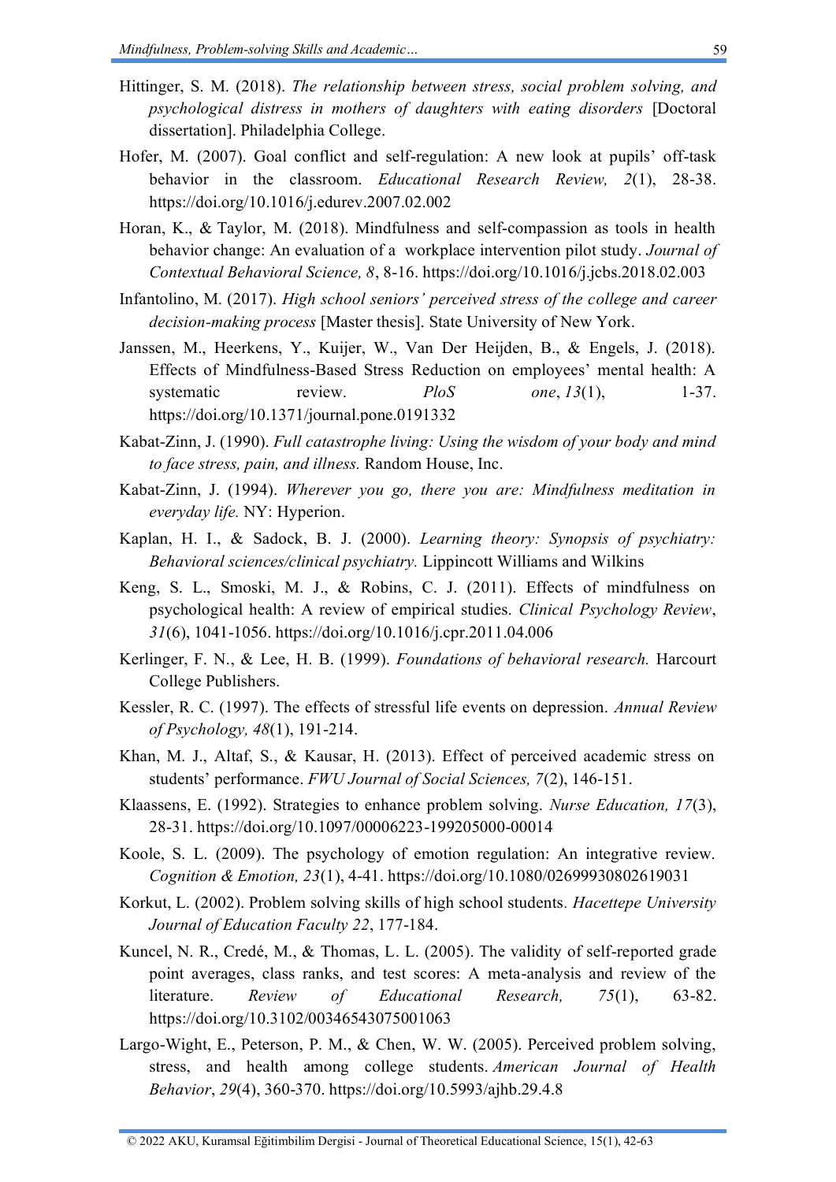Hittinger, S. M. (2018). *The relationship between stress, social problem solving, and psychological distress in mothers of daughters with eating disorders* [Doctoral dissertation]. Philadelphia College.

Hofer, M. (2007). Goal conflict and self-regulation: A new look at pupils' off-task behavior in the classroom. *Educational Research Review, 2*(1), 28-38. https://doi.org/10.1016/j.edurev.2007.02.002

Horan, K., & Taylor, M. (2018). Mindfulness and self-compassion as tools in health behavior change: An evaluation of a workplace intervention pilot study. *Journal of Contextual Behavioral Science, 8*, 8-16. https://doi.org/10.1016/j.jcbs.2018.02.003

Infantolino, M. (2017). *High school seniors' perceived stress of the college and career decision-making process* [Master thesis]. State University of New York.

Janssen, M., Heerkens, Y., Kuijer, W., Van Der Heijden, B., & Engels, J. (2018). Effects of Mindfulness-Based Stress Reduction on employees' mental health: A systematic review. *PloS one*, *13*(1), 1-37. https://doi.org/10.1371/journal.pone.0191332

Kabat-Zinn, J. (1990). *Full catastrophe living: Using the wisdom of your body and mind to face stress, pain, and illness.* Random House, Inc.

Kabat-Zinn, J. (1994). *Wherever you go, there you are: Mindfulness meditation in everyday life.* NY: Hyperion.

Kaplan, H. I., & Sadock, B. J. (2000). *Learning theory: Synopsis of psychiatry: Behavioral sciences/clinical psychiatry.* Lippincott Williams and Wilkins

Keng, S. L., Smoski, M. J., & Robins, C. J. (2011). Effects of mindfulness on psychological health: A review of empirical studies. *Clinical Psychology Review*, *31*(6), 1041-1056. https://doi.org/10.1016/j.cpr.2011.04.006

Kerlinger, F. N., & Lee, H. B. (1999). *Foundations of behavioral research.* Harcourt College Publishers.

Kessler, R. C. (1997). The effects of stressful life events on depression. *Annual Review of Psychology, 48*(1), 191-214.

Khan, M. J., Altaf, S., & Kausar, H. (2013). Effect of perceived academic stress on students' performance. *FWU Journal of Social Sciences, 7*(2), 146-151.

Klaassens, E. (1992). Strategies to enhance problem solving. *Nurse Education, 17*(3), 28-31. https://doi.org/10.1097/00006223-199205000-00014

Koole, S. L. (2009). The psychology of emotion regulation: An integrative review. *Cognition & Emotion, 23*(1), 4-41. https://doi.org/10.1080/02699930802619031

Korkut, L. (2002). Problem solving skills of high school students. *Hacettepe University Journal of Education Faculty 22*, 177-184.

Kuncel, N. R., Credé, M., & Thomas, L. L. (2005). The validity of self-reported grade point averages, class ranks, and test scores: A meta-analysis and review of the literature. *Review of Educational Research, 75*(1), 63-82. https://doi.org/10.3102/00346543075001063

Largo-Wight, E., Peterson, P. M., & Chen, W. W. (2005). Perceived problem solving, stress, and health among college students. *American Journal of Health Behavior*, *29*(4), 360-370. https://doi.org/10.5993/ajhb.29.4.8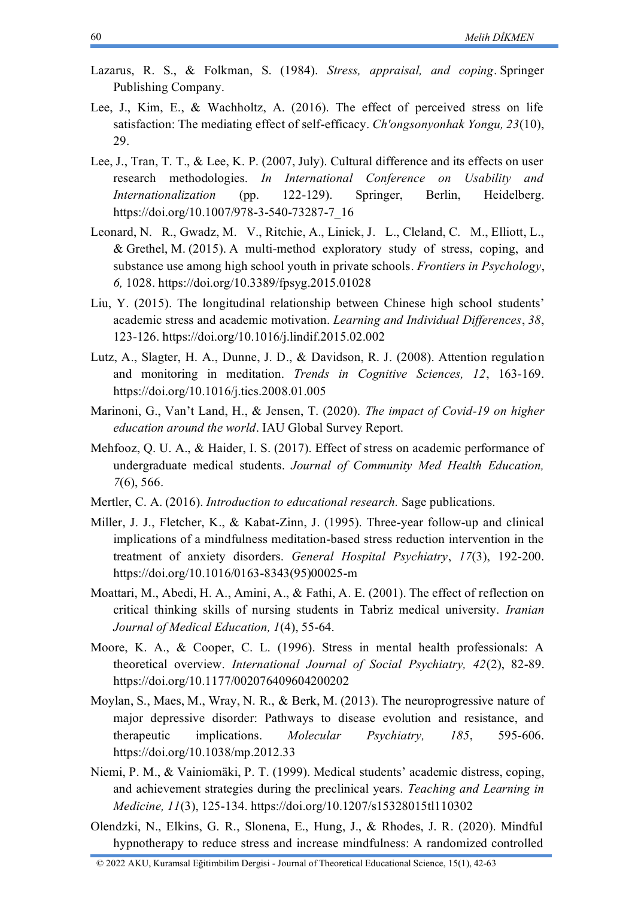Lazarus, R. S., & Folkman, S. (1984). *Stress, appraisal, and coping*. Springer Publishing Company.

Lee, J., Kim, E., & Wachholtz, A. (2016). The effect of perceived stress on life satisfaction: The mediating effect of self-efficacy. *Ch'ongsonyonhak Yongu, 23*(10), 29.

Lee, J., Tran, T. T., & Lee, K. P. (2007, July). Cultural difference and its effects on user research methodologies. *In International Conference on Usability and Internationalization* (pp. 122-129). Springer, Berlin, Heidelberg. https://doi.org/10.1007/978-3-540-73287-7_16

Leonard, N. R., Gwadz, M. V., Ritchie, A., Linick, J. L., Cleland, C. M., Elliott, L., & Grethel, M. (2015). A multi-method exploratory study of stress, coping, and substance use among high school youth in private schools. *Frontiers in Psychology*, *6,* 1028. https://doi.org/10.3389/fpsyg.2015.01028

Liu, Y. (2015). The longitudinal relationship between Chinese high school students' academic stress and academic motivation. *Learning and Individual Differences*, *38*, 123-126. https://doi.org/10.1016/j.lindif.2015.02.002

Lutz, A., Slagter, H. A., Dunne, J. D., & Davidson, R. J. (2008). Attention regulation and monitoring in meditation. *Trends in Cognitive Sciences, 12*, 163-169. https://doi.org/10.1016/j.tics.2008.01.005

Marinoni, G., Van't Land, H., & Jensen, T. (2020). *The impact of Covid-19 on higher education around the world*. IAU Global Survey Report.

Mehfooz, Q. U. A., & Haider, I. S. (2017). Effect of stress on academic performance of undergraduate medical students. *Journal of Community Med Health Education, 7*(6), 566.

Mertler, C. A. (2016). *Introduction to educational research.* Sage publications.

Miller, J. J., Fletcher, K., & Kabat-Zinn, J. (1995). Three-year follow-up and clinical implications of a mindfulness meditation-based stress reduction intervention in the treatment of anxiety disorders. *General Hospital Psychiatry*, *17*(3), 192-200. https://doi.org/10.1016/0163-8343(95)00025-m

Moattari, M., Abedi, H. A., Amini, A., & Fathi, A. E. (2001). The effect of reflection on critical thinking skills of nursing students in Tabriz medical university. *Iranian Journal of Medical Education, 1*(4), 55-64.

Moore, K. A., & Cooper, C. L. (1996). Stress in mental health professionals: A theoretical overview. *International Journal of Social Psychiatry, 42*(2), 82-89. https://doi.org/10.1177/002076409604200202

Moylan, S., Maes, M., Wray, N. R., & Berk, M. (2013). The neuroprogressive nature of major depressive disorder: Pathways to disease evolution and resistance, and therapeutic implications. *Molecular Psychiatry, 185*, 595-606. https://doi.org/10.1038/mp.2012.33

Niemi, P. M., & Vainiomäki, P. T. (1999). Medical students' academic distress, coping, and achievement strategies during the preclinical years. *Teaching and Learning in Medicine, 11*(3), 125-134. https://doi.org/10.1207/s15328015tl110302

Olendzki, N., Elkins, G. R., Slonena, E., Hung, J., & Rhodes, J. R. (2020). Mindful hypnotherapy to reduce stress and increase mindfulness: A randomized controlled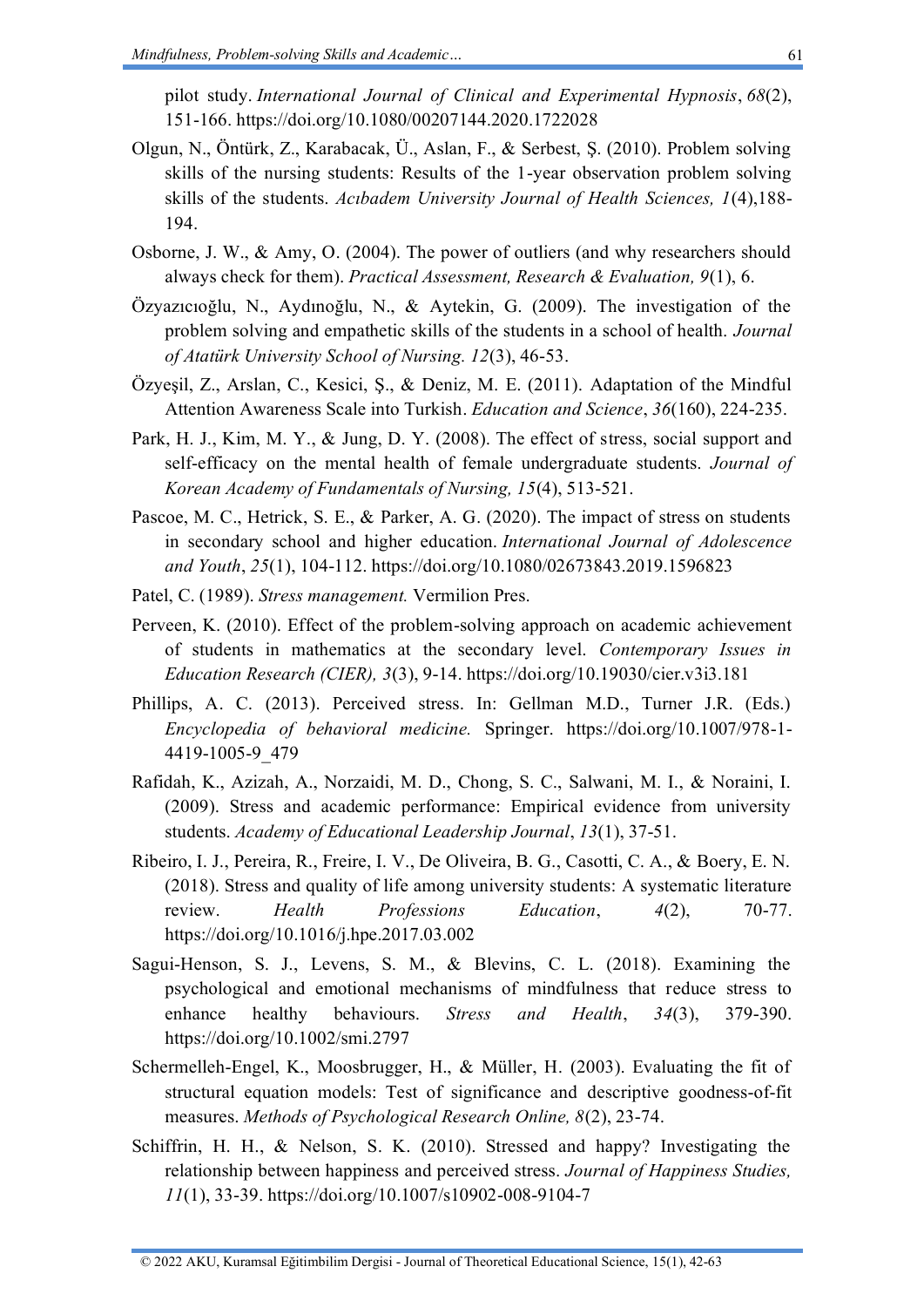pilot study. *International Journal of Clinical and Experimental Hypnosis*, *68*(2), 151-166. https://doi.org/10.1080/00207144.2020.1722028

Olgun, N., Öntürk, Z., Karabacak, Ü., Aslan, F., & Serbest, Ş. (2010). Problem solving skills of the nursing students: Results of the 1-year observation problem solving skills of the students. *Acıbadem University Journal of Health Sciences, 1*(4),188-194.

Osborne, J. W., & Amy, O. (2004). The power of outliers (and why researchers should always check for them). *Practical Assessment, Research & Evaluation, 9*(1), 6.

Özyazıcıoğlu, N., Aydınoğlu, N., & Aytekin, G. (2009). The investigation of the problem solving and empathetic skills of the students in a school of health. *Journal of Atatürk University School of Nursing. 12*(3), 46-53.

Özyeşil, Z., Arslan, C., Kesici, Ş., & Deniz, M. E. (2011). Adaptation of the Mindful Attention Awareness Scale into Turkish. *Education and Science*, *36*(160), 224-235.

Park, H. J., Kim, M. Y., & Jung, D. Y. (2008). The effect of stress, social support and self-efficacy on the mental health of female undergraduate students. *Journal of Korean Academy of Fundamentals of Nursing, 15*(4), 513-521.

Pascoe, M. C., Hetrick, S. E., & Parker, A. G. (2020). The impact of stress on students in secondary school and higher education. *International Journal of Adolescence and Youth*, *25*(1), 104-112. https://doi.org/10.1080/02673843.2019.1596823

Patel, C. (1989). *Stress management.* Vermilion Pres.

Perveen, K. (2010). Effect of the problem-solving approach on academic achievement of students in mathematics at the secondary level. *Contemporary Issues in Education Research (CIER), 3*(3), 9-14. https://doi.org/10.19030/cier.v3i3.181

Phillips, A. C. (2013). Perceived stress. In: Gellman M.D., Turner J.R. (Eds.) *Encyclopedia of behavioral medicine.* Springer. https://doi.org/10.1007/978-1-4419-1005-9_479

Rafidah, K., Azizah, A., Norzaidi, M. D., Chong, S. C., Salwani, M. I., & Noraini, I. (2009). Stress and academic performance: Empirical evidence from university students. *Academy of Educational Leadership Journal*, *13*(1), 37-51.

Ribeiro, I. J., Pereira, R., Freire, I. V., De Oliveira, B. G., Casotti, C. A., & Boery, E. N. (2018). Stress and quality of life among university students: A systematic literature review. *Health Professions Education*, *4*(2), 70-77. https://doi.org/10.1016/j.hpe.2017.03.002

Sagui-Henson, S. J., Levens, S. M., & Blevins, C. L. (2018). Examining the psychological and emotional mechanisms of mindfulness that reduce stress to enhance healthy behaviours. *Stress and Health*, *34*(3), 379-390. https://doi.org/10.1002/smi.2797

Schermelleh-Engel, K., Moosbrugger, H., & Müller, H. (2003). Evaluating the fit of structural equation models: Test of significance and descriptive goodness-of-fit measures. *Methods of Psychological Research Online, 8*(2), 23-74.

Schiffrin, H. H., & Nelson, S. K. (2010). Stressed and happy? Investigating the relationship between happiness and perceived stress. *Journal of Happiness Studies, 11*(1), 33-39. https://doi.org/10.1007/s10902-008-9104-7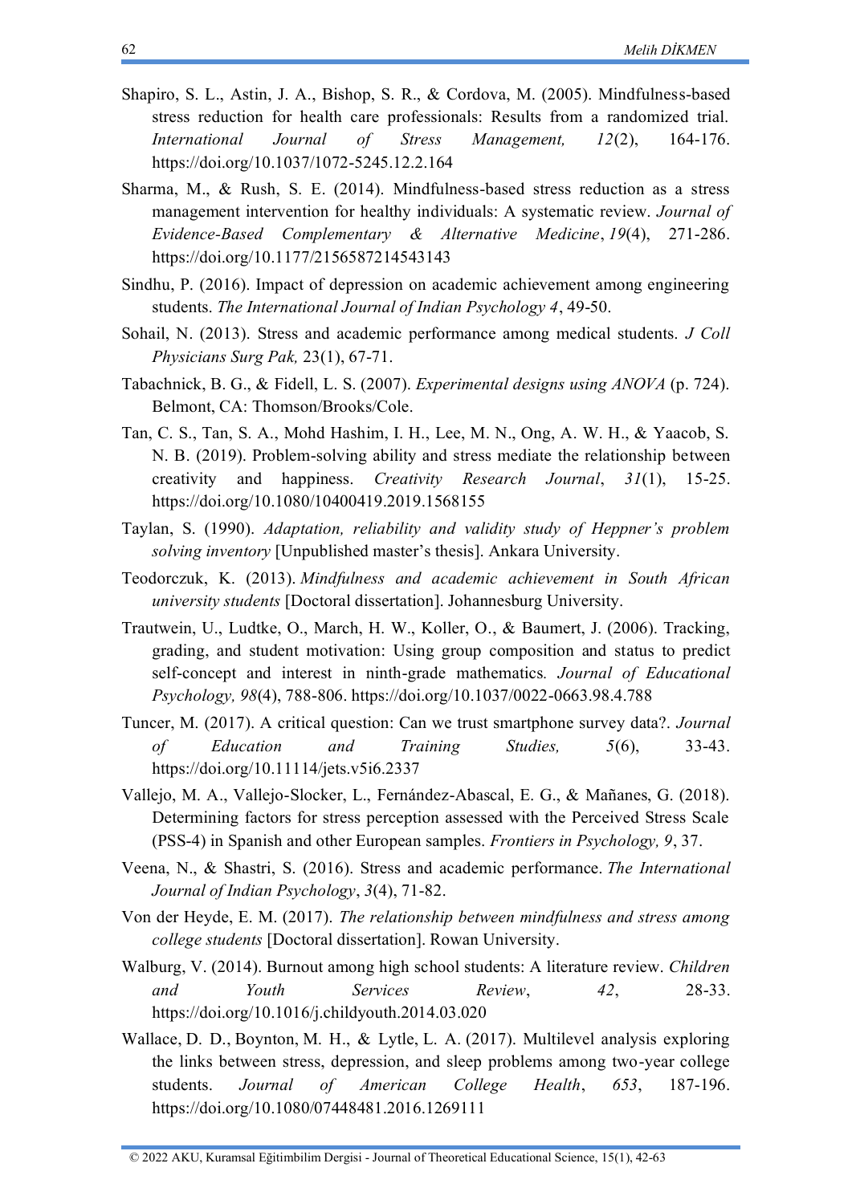Shapiro, S. L., Astin, J. A., Bishop, S. R., & Cordova, M. (2005). Mindfulness-based stress reduction for health care professionals: Results from a randomized trial. *International Journal of Stress Management, 12*(2), 164-176. https://doi.org/10.1037/1072-5245.12.2.164

Sharma, M., & Rush, S. E. (2014). Mindfulness-based stress reduction as a stress management intervention for healthy individuals: A systematic review. *Journal of Evidence-Based Complementary & Alternative Medicine*, *19*(4), 271-286. https://doi.org/10.1177/2156587214543143

Sindhu, P. (2016). Impact of depression on academic achievement among engineering students. *The International Journal of Indian Psychology 4*, 49-50.

Sohail, N. (2013). Stress and academic performance among medical students. *J Coll Physicians Surg Pak,* 23(1), 67-71.

Tabachnick, B. G., & Fidell, L. S. (2007). *Experimental designs using ANOVA* (p. 724). Belmont, CA: Thomson/Brooks/Cole.

Tan, C. S., Tan, S. A., Mohd Hashim, I. H., Lee, M. N., Ong, A. W. H., & Yaacob, S. N. B. (2019). Problem-solving ability and stress mediate the relationship between creativity and happiness. *Creativity Research Journal*, *31*(1), 15-25. https://doi.org/10.1080/10400419.2019.1568155

Taylan, S. (1990). *Adaptation, reliability and validity study of Heppner's problem solving inventory* [Unpublished master's thesis]. Ankara University.

Teodorczuk, K. (2013). *Mindfulness and academic achievement in South African university students* [Doctoral dissertation]. Johannesburg University.

Trautwein, U., Ludtke, O., March, H. W., Koller, O., & Baumert, J. (2006). Tracking, grading, and student motivation: Using group composition and status to predict self-concept and interest in ninth-grade mathematics*. Journal of Educational Psychology, 98*(4), 788-806. https://doi.org/10.1037/0022-0663.98.4.788

Tuncer, M. (2017). A critical question: Can we trust smartphone survey data?. *Journal of Education and Training Studies, 5*(6), 33-43. https://doi.org/10.11114/jets.v5i6.2337

Vallejo, M. A., Vallejo-Slocker, L., Fernández-Abascal, E. G., & Mañanes, G. (2018). Determining factors for stress perception assessed with the Perceived Stress Scale (PSS-4) in Spanish and other European samples. *Frontiers in Psychology, 9*, 37.

Veena, N., & Shastri, S. (2016). Stress and academic performance. *The International Journal of Indian Psychology*, *3*(4), 71-82.

Von der Heyde, E. M. (2017). *The relationship between mindfulness and stress among college students* [Doctoral dissertation]. Rowan University.

Walburg, V. (2014). Burnout among high school students: A literature review. *Children and Youth Services Review*, *42*, 28-33. https://doi.org/10.1016/j.childyouth.2014.03.020

Wallace, D. D., Boynton, M. H., & Lytle, L. A. (2017). Multilevel analysis exploring the links between stress, depression, and sleep problems among two-year college students. *Journal of American College Health*, *653*, 187-196. https://doi.org/10.1080/07448481.2016.1269111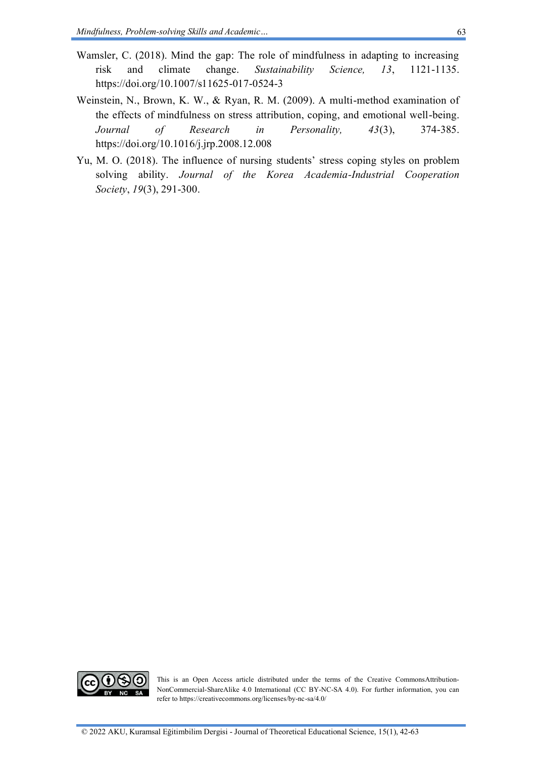Wamsler, C. (2018). Mind the gap: The role of mindfulness in adapting to increasing risk and climate change. *Sustainability Science, 13*, 1121-1135. https://doi.org/10.1007/s11625-017-0524-3

Weinstein, N., Brown, K. W., & Ryan, R. M. (2009). A multi-method examination of the effects of mindfulness on stress attribution, coping, and emotional well-being. *Journal of Research in Personality, 43*(3), 374-385. https://doi.org/10.1016/j.jrp.2008.12.008

Yu, M. O. (2018). The influence of nursing students' stress coping styles on problem solving ability. *Journal of the Korea Academia-Industrial Cooperation Society*, *19*(3), 291-300.

This is an Open Access article distributed under the terms of the Creative CommonsAttribution-NonCommercial-ShareAlike 4.0 International (CC BY-NC-SA 4.0). For further information, you can refer to https://creativecommons.org/licenses/by-nc-sa/4.0/